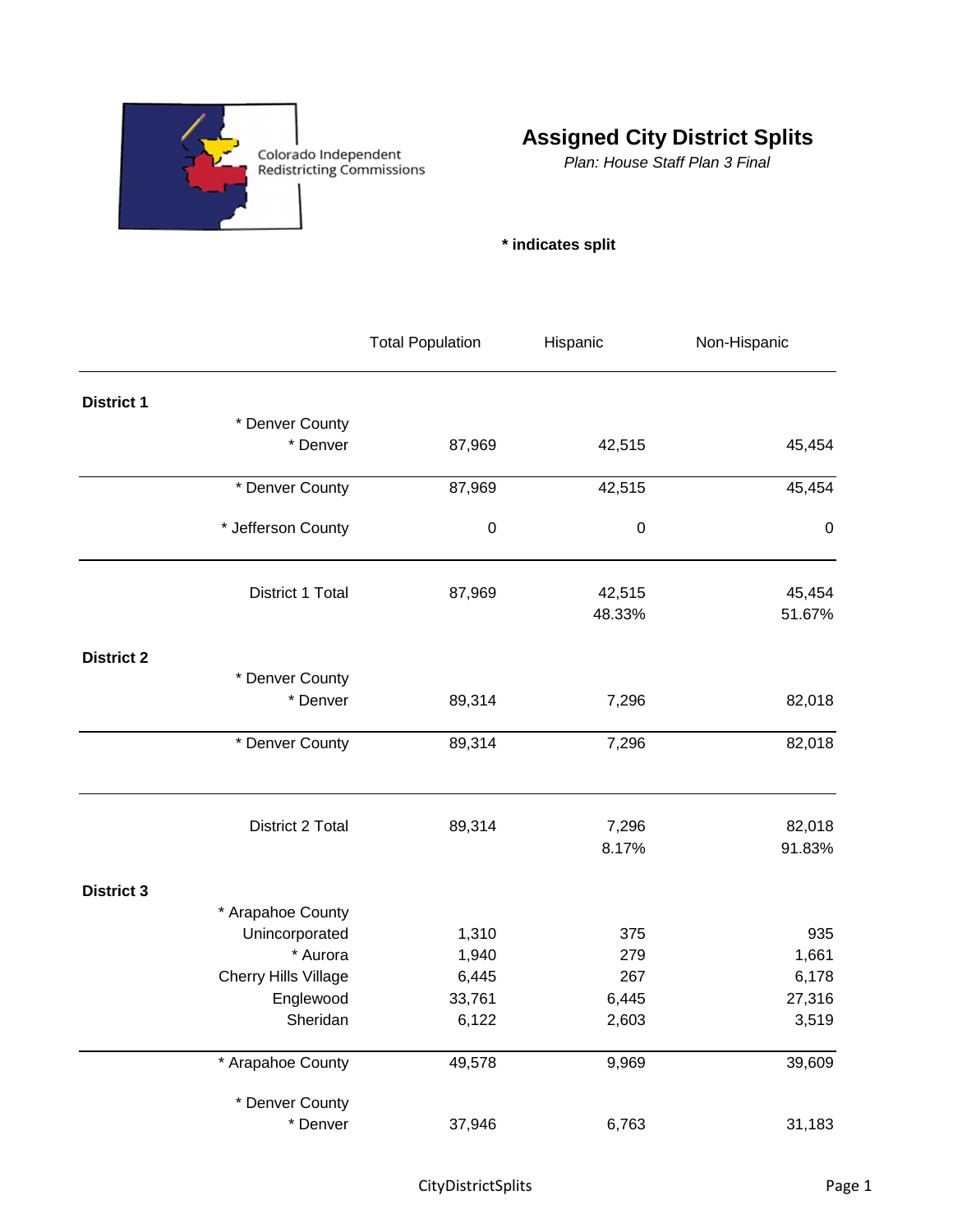Colorado Independent Redistricting Commissions

# Assigned City District Splits

*Plan: House Staff Plan 3 Final*

**\* indicates split**

| | | Total Population | Hispanic | Non-Hispanic |
|---|---|---|---|---|
| **District 1** | | | | |
| | * Denver County | | | |
| | * Denver | 87,969 | 42,515 | 45,454 |
| | * Denver County | 87,969 | 42,515 | 45,454 |
| | * Jefferson County | 0 | 0 | 0 |
| | District 1 Total | 87,969 | 42,515 | 45,454 |
| | | | 48.33% | 51.67% |
| **District 2** | | | | |
| | * Denver County | | | |
| | * Denver | 89,314 | 7,296 | 82,018 |
| | * Denver County | 89,314 | 7,296 | 82,018 |
| | District 2 Total | 89,314 | 7,296 | 82,018 |
| | | | 8.17% | 91.83% |
| **District 3** | | | | |
| | * Arapahoe County | | | |
| | Unincorporated | 1,310 | 375 | 935 |
| | * Aurora | 1,940 | 279 | 1,661 |
| | Cherry Hills Village | 6,445 | 267 | 6,178 |
| | Englewood | 33,761 | 6,445 | 27,316 |
| | Sheridan | 6,122 | 2,603 | 3,519 |
| | * Arapahoe County | 49,578 | 9,969 | 39,609 |
| | * Denver County | | | |
| | * Denver | 37,946 | 6,763 | 31,183 |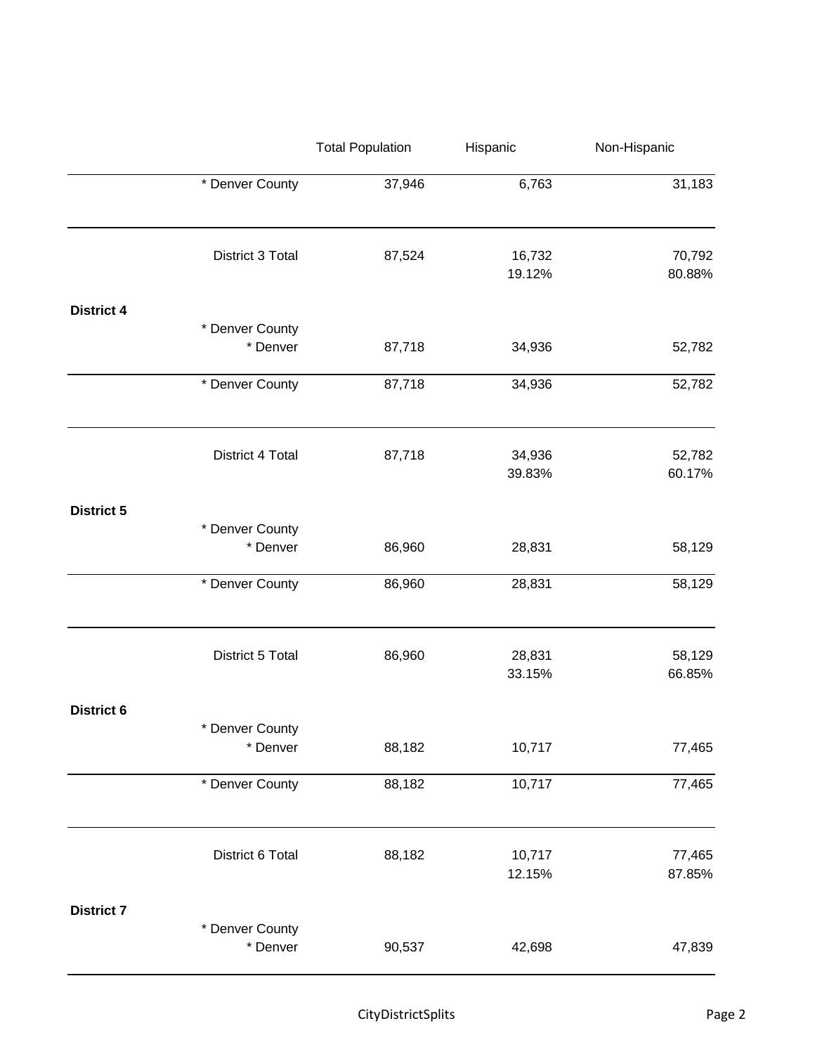| | | Total Population | Hispanic | Non-Hispanic |
|---|---|---|---|---|
| | * Denver County | 37,946 | 6,763 | 31,183 |
| | District 3 Total | 87,524 | 16,732<br>19.12% | 70,792<br>80.88% |
| **District 4** | | | | |
| | * Denver County | | | |
| | * Denver | 87,718 | 34,936 | 52,782 |
| | * Denver County | 87,718 | 34,936 | 52,782 |
| | District 4 Total | 87,718 | 34,936<br>39.83% | 52,782<br>60.17% |
| **District 5** | | | | |
| | * Denver County | | | |
| | * Denver | 86,960 | 28,831 | 58,129 |
| | * Denver County | 86,960 | 28,831 | 58,129 |
| | District 5 Total | 86,960 | 28,831<br>33.15% | 58,129<br>66.85% |
| **District 6** | | | | |
| | * Denver County | | | |
| | * Denver | 88,182 | 10,717 | 77,465 |
| | * Denver County | 88,182 | 10,717 | 77,465 |
| | District 6 Total | 88,182 | 10,717<br>12.15% | 77,465<br>87.85% |
| **District 7** | | | | |
| | * Denver County | | | |
| | * Denver | 90,537 | 42,698 | 47,839 |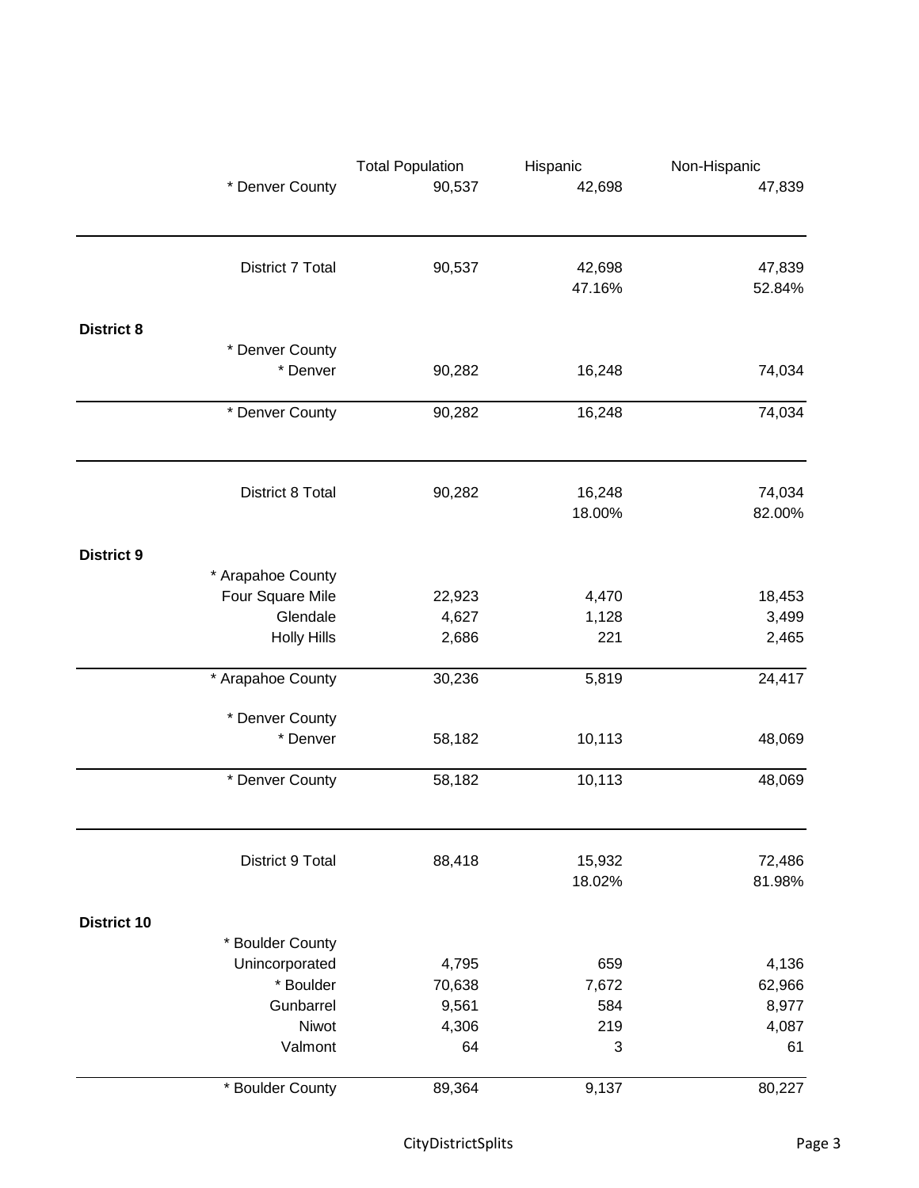| | | Total Population | Hispanic | Non-Hispanic |
|---|---|---|---|---|
| | * Denver County | 90,537 | 42,698 | 47,839 |
| | District 7 Total | 90,537 | 42,698 | 47,839 |
| | | | 47.16% | 52.84% |
| **District 8** | | | | |
| | * Denver County | | | |
| | * Denver | 90,282 | 16,248 | 74,034 |
| | * Denver County | 90,282 | 16,248 | 74,034 |
| | District 8 Total | 90,282 | 16,248 | 74,034 |
| | | | 18.00% | 82.00% |
| **District 9** | | | | |
| | * Arapahoe County | | | |
| | Four Square Mile | 22,923 | 4,470 | 18,453 |
| | Glendale | 4,627 | 1,128 | 3,499 |
| | Holly Hills | 2,686 | 221 | 2,465 |
| | * Arapahoe County | 30,236 | 5,819 | 24,417 |
| | * Denver County | | | |
| | * Denver | 58,182 | 10,113 | 48,069 |
| | * Denver County | 58,182 | 10,113 | 48,069 |
| | District 9 Total | 88,418 | 15,932 | 72,486 |
| | | | 18.02% | 81.98% |
| **District 10** | | | | |
| | * Boulder County | | | |
| | Unincorporated | 4,795 | 659 | 4,136 |
| | * Boulder | 70,638 | 7,672 | 62,966 |
| | Gunbarrel | 9,561 | 584 | 8,977 |
| | Niwot | 4,306 | 219 | 4,087 |
| | Valmont | 64 | 3 | 61 |
| | * Boulder County | 89,364 | 9,137 | 80,227 |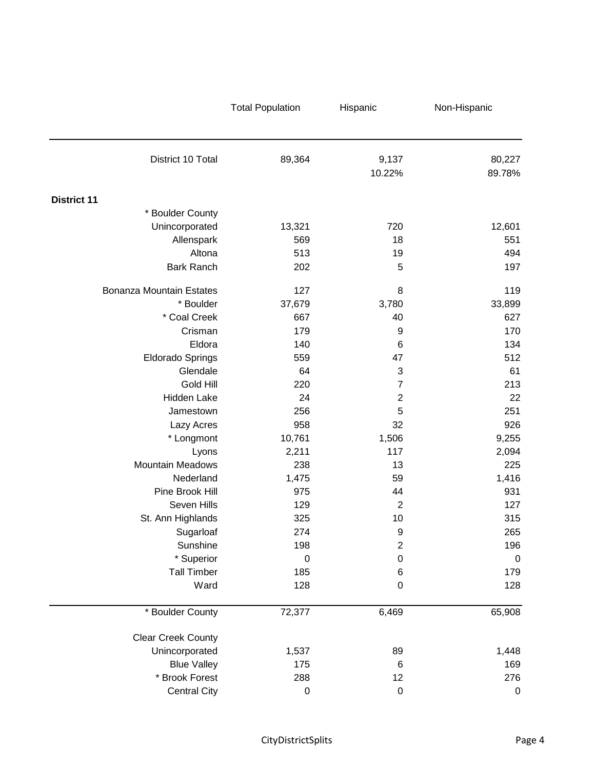| | Total Population | Hispanic | Non-Hispanic |
|---|---|---|---|
| District 10 Total | 89,364 | 9,137 | 80,227 |
| | | 10.22% | 89.78% |
| **District 11** | | | |
| * Boulder County | | | |
| Unincorporated | 13,321 | 720 | 12,601 |
| Allenspark | 569 | 18 | 551 |
| Altona | 513 | 19 | 494 |
| Bark Ranch | 202 | 5 | 197 |
| Bonanza Mountain Estates | 127 | 8 | 119 |
| * Boulder | 37,679 | 3,780 | 33,899 |
| * Coal Creek | 667 | 40 | 627 |
| Crisman | 179 | 9 | 170 |
| Eldora | 140 | 6 | 134 |
| Eldorado Springs | 559 | 47 | 512 |
| Glendale | 64 | 3 | 61 |
| Gold Hill | 220 | 7 | 213 |
| Hidden Lake | 24 | 2 | 22 |
| Jamestown | 256 | 5 | 251 |
| Lazy Acres | 958 | 32 | 926 |
| * Longmont | 10,761 | 1,506 | 9,255 |
| Lyons | 2,211 | 117 | 2,094 |
| Mountain Meadows | 238 | 13 | 225 |
| Nederland | 1,475 | 59 | 1,416 |
| Pine Brook Hill | 975 | 44 | 931 |
| Seven Hills | 129 | 2 | 127 |
| St. Ann Highlands | 325 | 10 | 315 |
| Sugarloaf | 274 | 9 | 265 |
| Sunshine | 198 | 2 | 196 |
| * Superior | 0 | 0 | 0 |
| Tall Timber | 185 | 6 | 179 |
| Ward | 128 | 0 | 128 |
| * Boulder County | 72,377 | 6,469 | 65,908 |
| Clear Creek County | | | |
| Unincorporated | 1,537 | 89 | 1,448 |
| Blue Valley | 175 | 6 | 169 |
| * Brook Forest | 288 | 12 | 276 |
| Central City | 0 | 0 | 0 |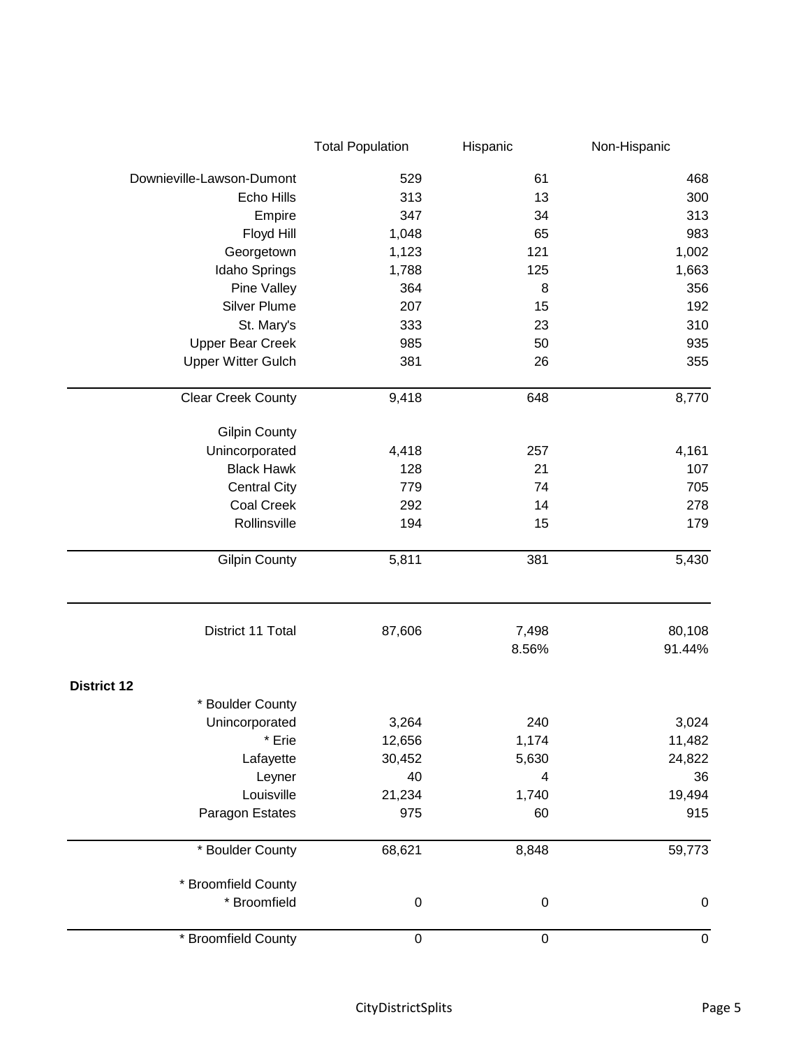| | Total Population | Hispanic | Non-Hispanic |
|---|---|---|---|
| Downieville-Lawson-Dumont | 529 | 61 | 468 |
| Echo Hills | 313 | 13 | 300 |
| Empire | 347 | 34 | 313 |
| Floyd Hill | 1,048 | 65 | 983 |
| Georgetown | 1,123 | 121 | 1,002 |
| Idaho Springs | 1,788 | 125 | 1,663 |
| Pine Valley | 364 | 8 | 356 |
| Silver Plume | 207 | 15 | 192 |
| St. Mary's | 333 | 23 | 310 |
| Upper Bear Creek | 985 | 50 | 935 |
| Upper Witter Gulch | 381 | 26 | 355 |
| Clear Creek County | 9,418 | 648 | 8,770 |
| Gilpin County | | | |
| Unincorporated | 4,418 | 257 | 4,161 |
| Black Hawk | 128 | 21 | 107 |
| Central City | 779 | 74 | 705 |
| Coal Creek | 292 | 14 | 278 |
| Rollinsville | 194 | 15 | 179 |
| Gilpin County | 5,811 | 381 | 5,430 |
| District 11 Total | 87,606 | 7,498 | 80,108 |
| | | 8.56% | 91.44% |
| **District 12** | | | |
| * Boulder County | | | |
| Unincorporated | 3,264 | 240 | 3,024 |
| * Erie | 12,656 | 1,174 | 11,482 |
| Lafayette | 30,452 | 5,630 | 24,822 |
| Leyner | 40 | 4 | 36 |
| Louisville | 21,234 | 1,740 | 19,494 |
| Paragon Estates | 975 | 60 | 915 |
| * Boulder County | 68,621 | 8,848 | 59,773 |
| * Broomfield County | | | |
| * Broomfield | 0 | 0 | 0 |
| * Broomfield County | 0 | 0 | 0 |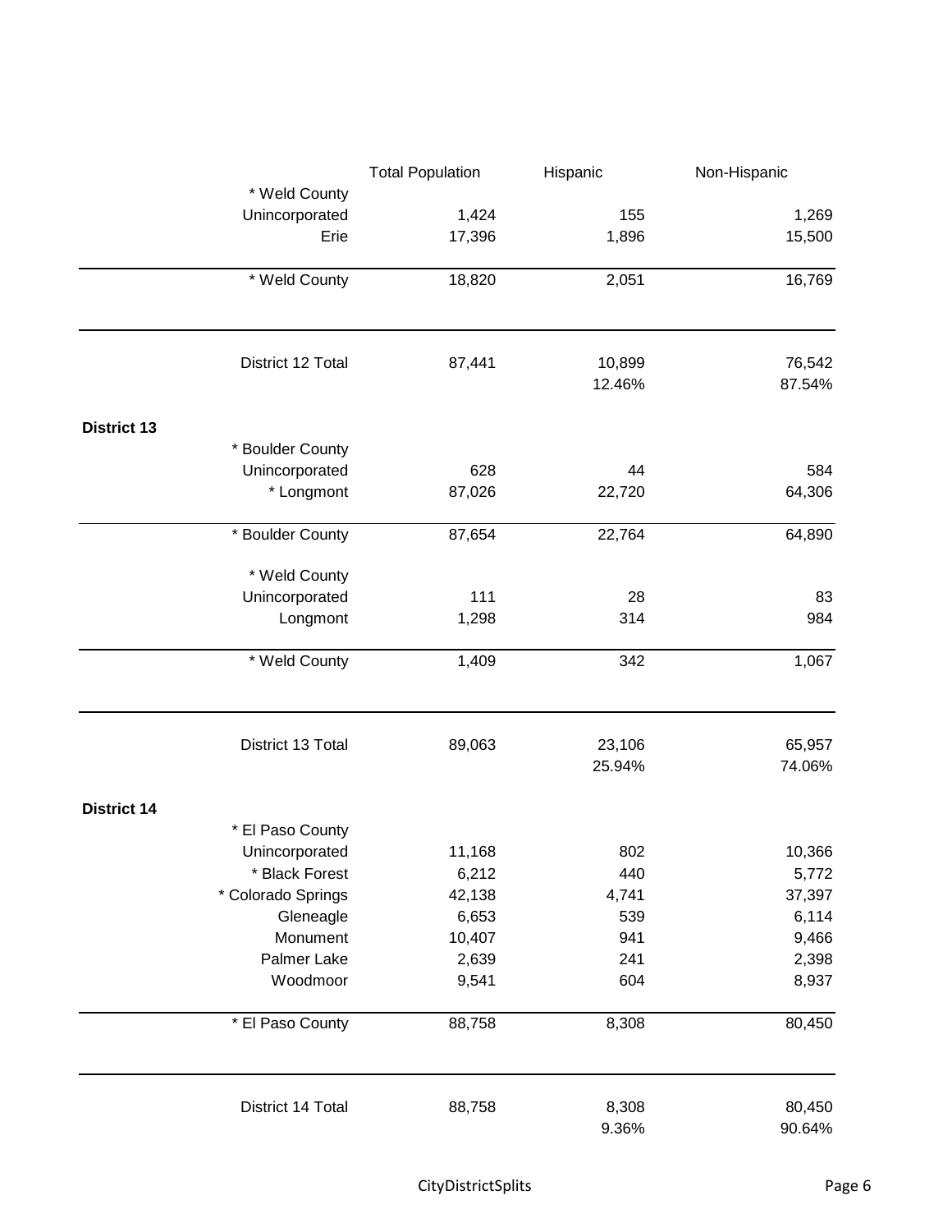| | Total Population | Hispanic | Non-Hispanic |
|---|---|---|---|
| * Weld County | | | |
| Unincorporated | 1,424 | 155 | 1,269 |
| Erie | 17,396 | 1,896 | 15,500 |
| * Weld County | 18,820 | 2,051 | 16,769 |
| District 12 Total | 87,441 | 10,899 | 76,542 |
| | | 12.46% | 87.54% |
| **District 13** | | | |
| * Boulder County | | | |
| Unincorporated | 628 | 44 | 584 |
| * Longmont | 87,026 | 22,720 | 64,306 |
| * Boulder County | 87,654 | 22,764 | 64,890 |
| * Weld County | | | |
| Unincorporated | 111 | 28 | 83 |
| Longmont | 1,298 | 314 | 984 |
| * Weld County | 1,409 | 342 | 1,067 |
| District 13 Total | 89,063 | 23,106 | 65,957 |
| | | 25.94% | 74.06% |
| **District 14** | | | |
| * El Paso County | | | |
| Unincorporated | 11,168 | 802 | 10,366 |
| * Black Forest | 6,212 | 440 | 5,772 |
| * Colorado Springs | 42,138 | 4,741 | 37,397 |
| Gleneagle | 6,653 | 539 | 6,114 |
| Monument | 10,407 | 941 | 9,466 |
| Palmer Lake | 2,639 | 241 | 2,398 |
| Woodmoor | 9,541 | 604 | 8,937 |
| * El Paso County | 88,758 | 8,308 | 80,450 |
| District 14 Total | 88,758 | 8,308 | 80,450 |
| | | 9.36% | 90.64% |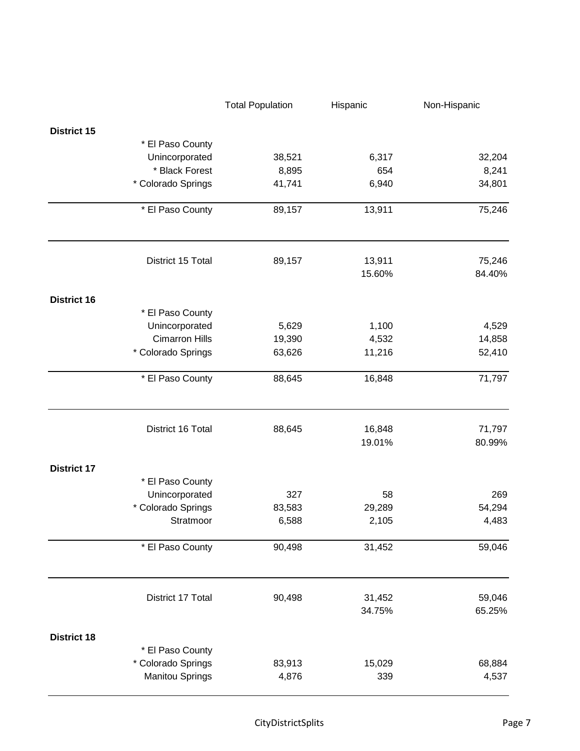| | Total Population | Hispanic | Non-Hispanic |
|---|---|---|---|
| **District 15** | | | |
| * El Paso County | | | |
| Unincorporated | 38,521 | 6,317 | 32,204 |
| * Black Forest | 8,895 | 654 | 8,241 |
| * Colorado Springs | 41,741 | 6,940 | 34,801 |
| * El Paso County | 89,157 | 13,911 | 75,246 |
| District 15 Total | 89,157 | 13,911 | 75,246 |
| | | 15.60% | 84.40% |
| **District 16** | | | |
| * El Paso County | | | |
| Unincorporated | 5,629 | 1,100 | 4,529 |
| Cimarron Hills | 19,390 | 4,532 | 14,858 |
| * Colorado Springs | 63,626 | 11,216 | 52,410 |
| * El Paso County | 88,645 | 16,848 | 71,797 |
| District 16 Total | 88,645 | 16,848 | 71,797 |
| | | 19.01% | 80.99% |
| **District 17** | | | |
| * El Paso County | | | |
| Unincorporated | 327 | 58 | 269 |
| * Colorado Springs | 83,583 | 29,289 | 54,294 |
| Stratmoor | 6,588 | 2,105 | 4,483 |
| * El Paso County | 90,498 | 31,452 | 59,046 |
| District 17 Total | 90,498 | 31,452 | 59,046 |
| | | 34.75% | 65.25% |
| **District 18** | | | |
| * El Paso County | | | |
| * Colorado Springs | 83,913 | 15,029 | 68,884 |
| Manitou Springs | 4,876 | 339 | 4,537 |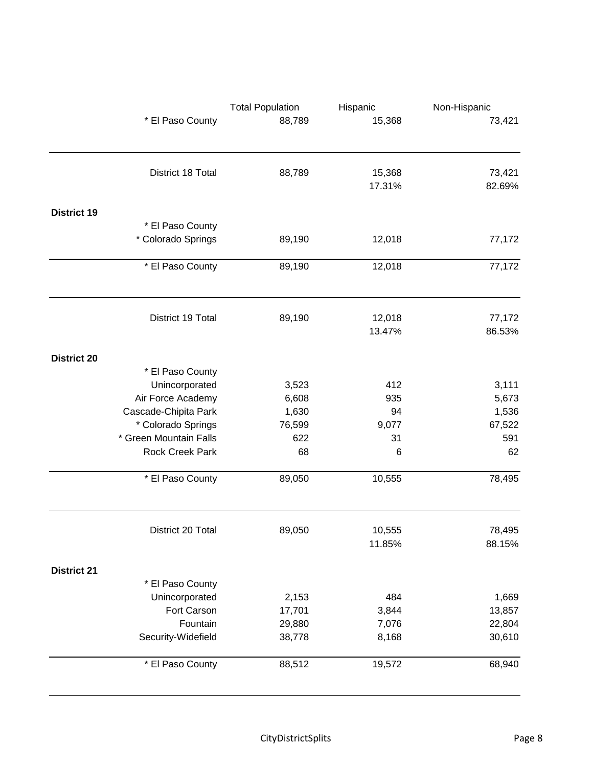| | Total Population | Hispanic | Non-Hispanic |
|---|---|---|---|
| * El Paso County | 88,789 | 15,368 | 73,421 |
| District 18 Total | 88,789 | 15,368 | 73,421 |
| | | 17.31% | 82.69% |
| **District 19** | | | |
| * El Paso County | | | |
| * Colorado Springs | 89,190 | 12,018 | 77,172 |
| * El Paso County | 89,190 | 12,018 | 77,172 |
| District 19 Total | 89,190 | 12,018 | 77,172 |
| | | 13.47% | 86.53% |
| **District 20** | | | |
| * El Paso County | | | |
| Unincorporated | 3,523 | 412 | 3,111 |
| Air Force Academy | 6,608 | 935 | 5,673 |
| Cascade-Chipita Park | 1,630 | 94 | 1,536 |
| * Colorado Springs | 76,599 | 9,077 | 67,522 |
| * Green Mountain Falls | 622 | 31 | 591 |
| Rock Creek Park | 68 | 6 | 62 |
| * El Paso County | 89,050 | 10,555 | 78,495 |
| District 20 Total | 89,050 | 10,555 | 78,495 |
| | | 11.85% | 88.15% |
| **District 21** | | | |
| * El Paso County | | | |
| Unincorporated | 2,153 | 484 | 1,669 |
| Fort Carson | 17,701 | 3,844 | 13,857 |
| Fountain | 29,880 | 7,076 | 22,804 |
| Security-Widefield | 38,778 | 8,168 | 30,610 |
| * El Paso County | 88,512 | 19,572 | 68,940 |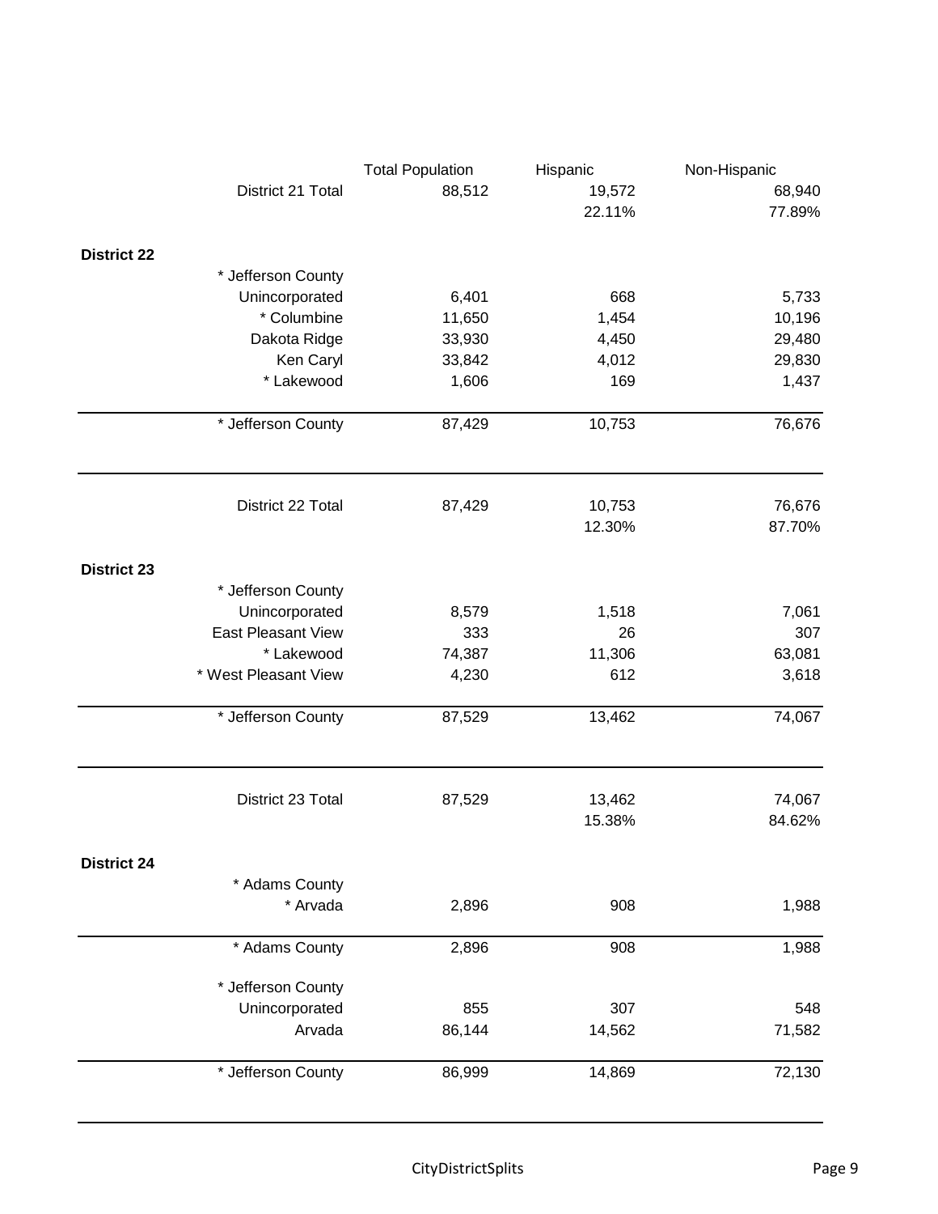| | Total Population | Hispanic | Non-Hispanic |
|---|---|---|---|
| District 21 Total | 88,512 | 19,572 | 68,940 |
| | | 22.11% | 77.89% |
| **District 22** | | | |
| * Jefferson County | | | |
| Unincorporated | 6,401 | 668 | 5,733 |
| * Columbine | 11,650 | 1,454 | 10,196 |
| Dakota Ridge | 33,930 | 4,450 | 29,480 |
| Ken Caryl | 33,842 | 4,012 | 29,830 |
| * Lakewood | 1,606 | 169 | 1,437 |
| * Jefferson County | 87,429 | 10,753 | 76,676 |
| District 22 Total | 87,429 | 10,753 | 76,676 |
| | | 12.30% | 87.70% |
| **District 23** | | | |
| * Jefferson County | | | |
| Unincorporated | 8,579 | 1,518 | 7,061 |
| East Pleasant View | 333 | 26 | 307 |
| * Lakewood | 74,387 | 11,306 | 63,081 |
| * West Pleasant View | 4,230 | 612 | 3,618 |
| * Jefferson County | 87,529 | 13,462 | 74,067 |
| District 23 Total | 87,529 | 13,462 | 74,067 |
| | | 15.38% | 84.62% |
| **District 24** | | | |
| * Adams County | | | |
| * Arvada | 2,896 | 908 | 1,988 |
| * Adams County | 2,896 | 908 | 1,988 |
| * Jefferson County | | | |
| Unincorporated | 855 | 307 | 548 |
| Arvada | 86,144 | 14,562 | 71,582 |
| * Jefferson County | 86,999 | 14,869 | 72,130 |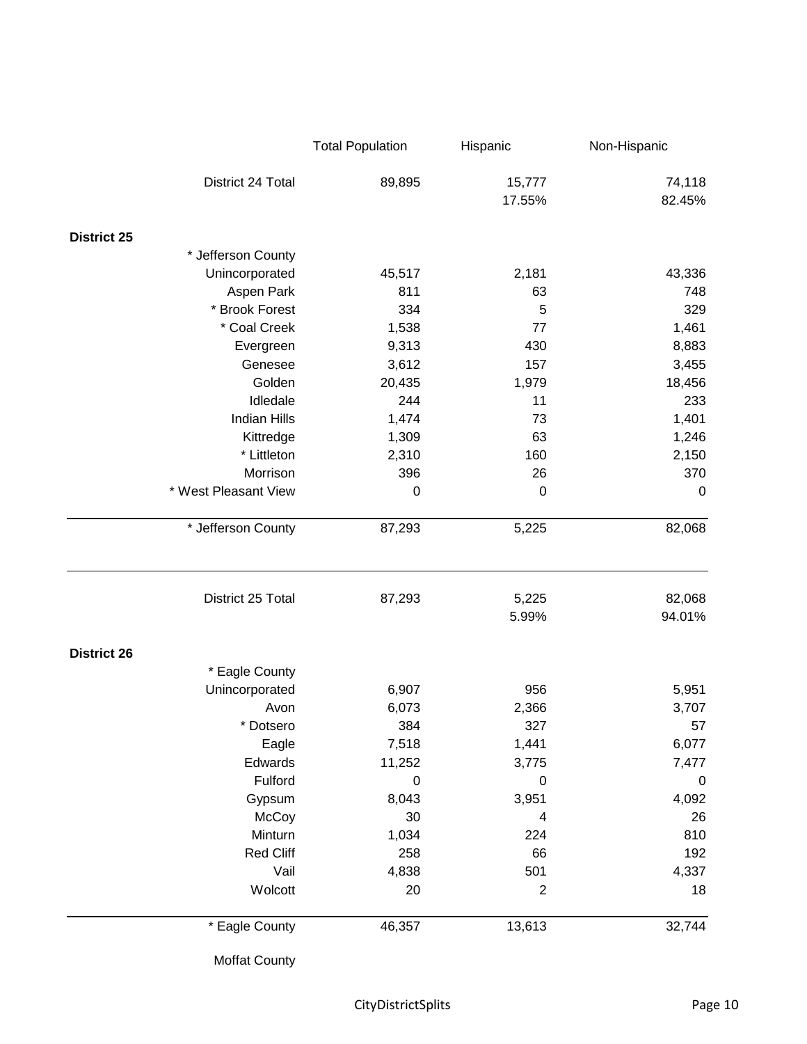| | Total Population | Hispanic | Non-Hispanic |
|---|---|---|---|
| District 24 Total | 89,895 | 15,777 | 74,118 |
| | | 17.55% | 82.45% |

**District 25**

| | Total Population | Hispanic | Non-Hispanic |
|---|---|---|---|
| * Jefferson County | | | |
| Unincorporated | 45,517 | 2,181 | 43,336 |
| Aspen Park | 811 | 63 | 748 |
| * Brook Forest | 334 | 5 | 329 |
| * Coal Creek | 1,538 | 77 | 1,461 |
| Evergreen | 9,313 | 430 | 8,883 |
| Genesee | 3,612 | 157 | 3,455 |
| Golden | 20,435 | 1,979 | 18,456 |
| Idledale | 244 | 11 | 233 |
| Indian Hills | 1,474 | 73 | 1,401 |
| Kittredge | 1,309 | 63 | 1,246 |
| * Littleton | 2,310 | 160 | 2,150 |
| Morrison | 396 | 26 | 370 |
| * West Pleasant View | 0 | 0 | 0 |
| * Jefferson County | 87,293 | 5,225 | 82,068 |
| District 25 Total | 87,293 | 5,225 | 82,068 |
| | | 5.99% | 94.01% |

**District 26**

| | Total Population | Hispanic | Non-Hispanic |
|---|---|---|---|
| * Eagle County | | | |
| Unincorporated | 6,907 | 956 | 5,951 |
| Avon | 6,073 | 2,366 | 3,707 |
| * Dotsero | 384 | 327 | 57 |
| Eagle | 7,518 | 1,441 | 6,077 |
| Edwards | 11,252 | 3,775 | 7,477 |
| Fulford | 0 | 0 | 0 |
| Gypsum | 8,043 | 3,951 | 4,092 |
| McCoy | 30 | 4 | 26 |
| Minturn | 1,034 | 224 | 810 |
| Red Cliff | 258 | 66 | 192 |
| Vail | 4,838 | 501 | 4,337 |
| Wolcott | 20 | 2 | 18 |
| * Eagle County | 46,357 | 13,613 | 32,744 |
| Moffat County | | | |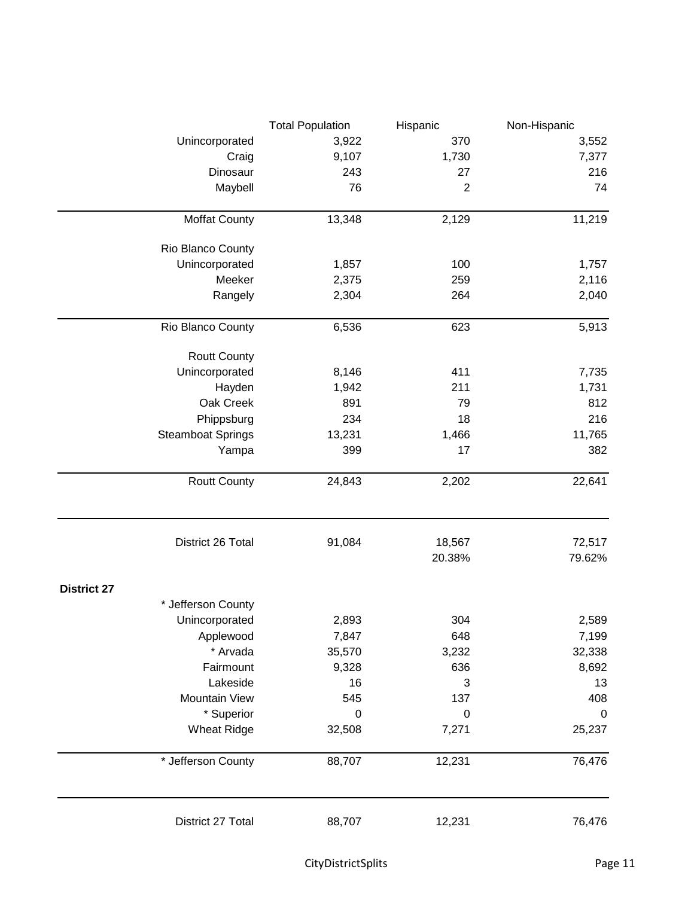| | Total Population | Hispanic | Non-Hispanic |
|---|---|---|---|
| Unincorporated | 3,922 | 370 | 3,552 |
| Craig | 9,107 | 1,730 | 7,377 |
| Dinosaur | 243 | 27 | 216 |
| Maybell | 76 | 2 | 74 |
| Moffat County | 13,348 | 2,129 | 11,219 |
| Rio Blanco County | | | |
| Unincorporated | 1,857 | 100 | 1,757 |
| Meeker | 2,375 | 259 | 2,116 |
| Rangely | 2,304 | 264 | 2,040 |
| Rio Blanco County | 6,536 | 623 | 5,913 |
| Routt County | | | |
| Unincorporated | 8,146 | 411 | 7,735 |
| Hayden | 1,942 | 211 | 1,731 |
| Oak Creek | 891 | 79 | 812 |
| Phippsburg | 234 | 18 | 216 |
| Steamboat Springs | 13,231 | 1,466 | 11,765 |
| Yampa | 399 | 17 | 382 |
| Routt County | 24,843 | 2,202 | 22,641 |
| District 26 Total | 91,084 | 18,567 | 72,517 |
| | | 20.38% | 79.62% |

**District 27**

| | Total Population | Hispanic | Non-Hispanic |
|---|---|---|---|
| * Jefferson County | | | |
| Unincorporated | 2,893 | 304 | 2,589 |
| Applewood | 7,847 | 648 | 7,199 |
| * Arvada | 35,570 | 3,232 | 32,338 |
| Fairmount | 9,328 | 636 | 8,692 |
| Lakeside | 16 | 3 | 13 |
| Mountain View | 545 | 137 | 408 |
| * Superior | 0 | 0 | 0 |
| Wheat Ridge | 32,508 | 7,271 | 25,237 |
| * Jefferson County | 88,707 | 12,231 | 76,476 |
| District 27 Total | 88,707 | 12,231 | 76,476 |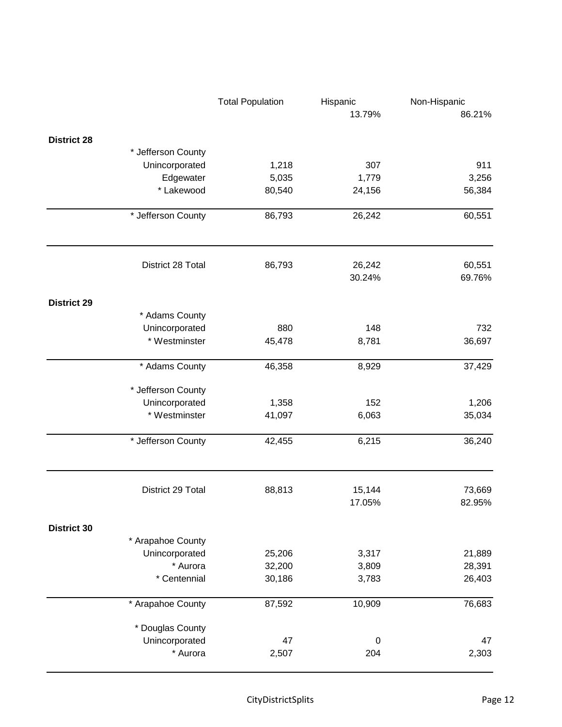| | Total Population | Hispanic | Non-Hispanic |
|---|---|---|---|
| | | 13.79% | 86.21% |
| **District 28** | | | |
| * Jefferson County | | | |
| Unincorporated | 1,218 | 307 | 911 |
| Edgewater | 5,035 | 1,779 | 3,256 |
| * Lakewood | 80,540 | 24,156 | 56,384 |
| * Jefferson County | 86,793 | 26,242 | 60,551 |
| District 28 Total | 86,793 | 26,242 | 60,551 |
| | | 30.24% | 69.76% |
| **District 29** | | | |
| * Adams County | | | |
| Unincorporated | 880 | 148 | 732 |
| * Westminster | 45,478 | 8,781 | 36,697 |
| * Adams County | 46,358 | 8,929 | 37,429 |
| * Jefferson County | | | |
| Unincorporated | 1,358 | 152 | 1,206 |
| * Westminster | 41,097 | 6,063 | 35,034 |
| * Jefferson County | 42,455 | 6,215 | 36,240 |
| District 29 Total | 88,813 | 15,144 | 73,669 |
| | | 17.05% | 82.95% |
| **District 30** | | | |
| * Arapahoe County | | | |
| Unincorporated | 25,206 | 3,317 | 21,889 |
| * Aurora | 32,200 | 3,809 | 28,391 |
| * Centennial | 30,186 | 3,783 | 26,403 |
| * Arapahoe County | 87,592 | 10,909 | 76,683 |
| * Douglas County | | | |
| Unincorporated | 47 | 0 | 47 |
| * Aurora | 2,507 | 204 | 2,303 |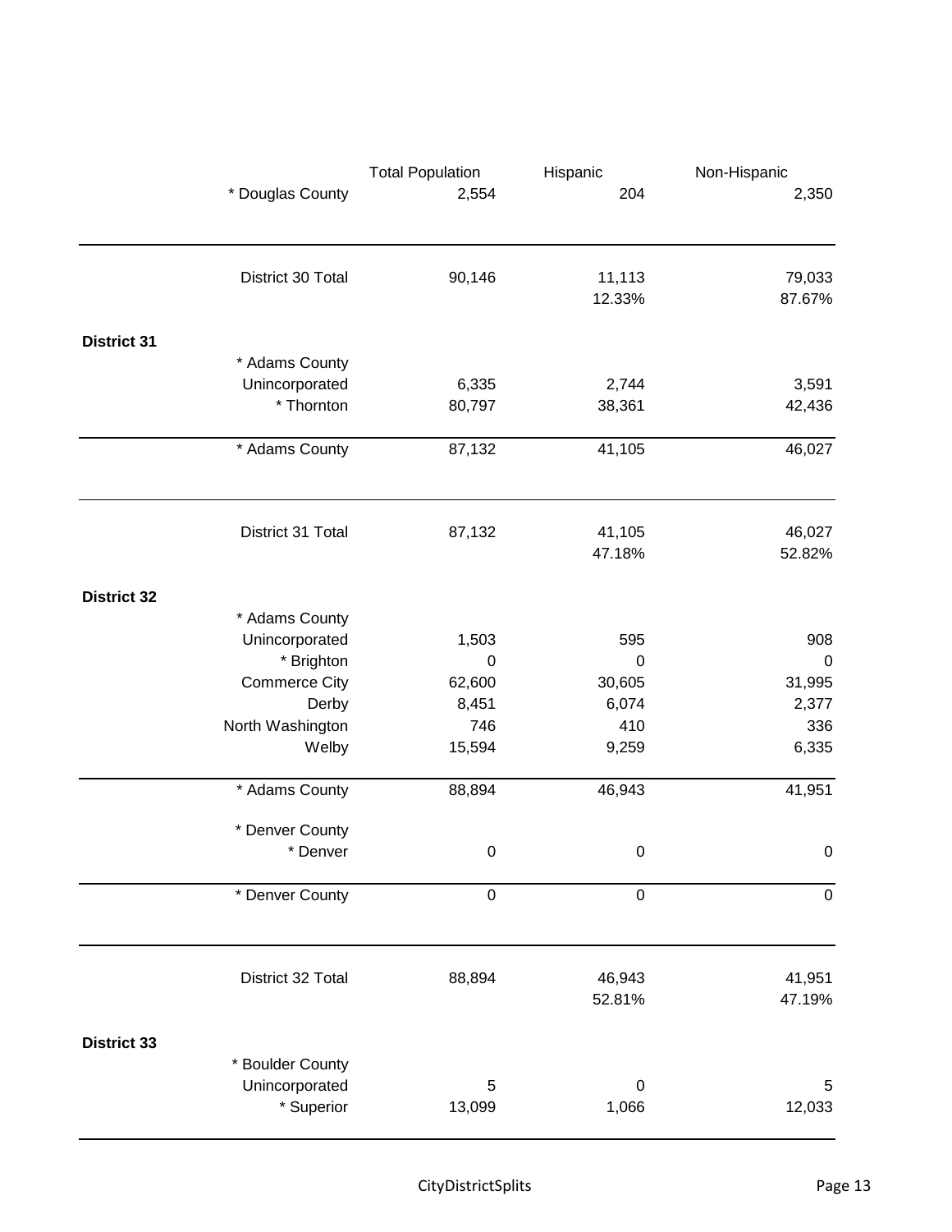| | | Total Population | Hispanic | Non-Hispanic |
|---|---|---|---|---|
| | * Douglas County | 2,554 | 204 | 2,350 |
| | District 30 Total | 90,146 | 11,113 | 79,033 |
| | | | 12.33% | 87.67% |
| **District 31** | | | | |
| | * Adams County | | | |
| | Unincorporated | 6,335 | 2,744 | 3,591 |
| | * Thornton | 80,797 | 38,361 | 42,436 |
| | * Adams County | 87,132 | 41,105 | 46,027 |
| | District 31 Total | 87,132 | 41,105 | 46,027 |
| | | | 47.18% | 52.82% |
| **District 32** | | | | |
| | * Adams County | | | |
| | Unincorporated | 1,503 | 595 | 908 |
| | * Brighton | 0 | 0 | 0 |
| | Commerce City | 62,600 | 30,605 | 31,995 |
| | Derby | 8,451 | 6,074 | 2,377 |
| | North Washington | 746 | 410 | 336 |
| | Welby | 15,594 | 9,259 | 6,335 |
| | * Adams County | 88,894 | 46,943 | 41,951 |
| | * Denver County | | | |
| | * Denver | 0 | 0 | 0 |
| | * Denver County | 0 | 0 | 0 |
| | District 32 Total | 88,894 | 46,943 | 41,951 |
| | | | 52.81% | 47.19% |
| **District 33** | | | | |
| | * Boulder County | | | |
| | Unincorporated | 5 | 0 | 5 |
| | * Superior | 13,099 | 1,066 | 12,033 |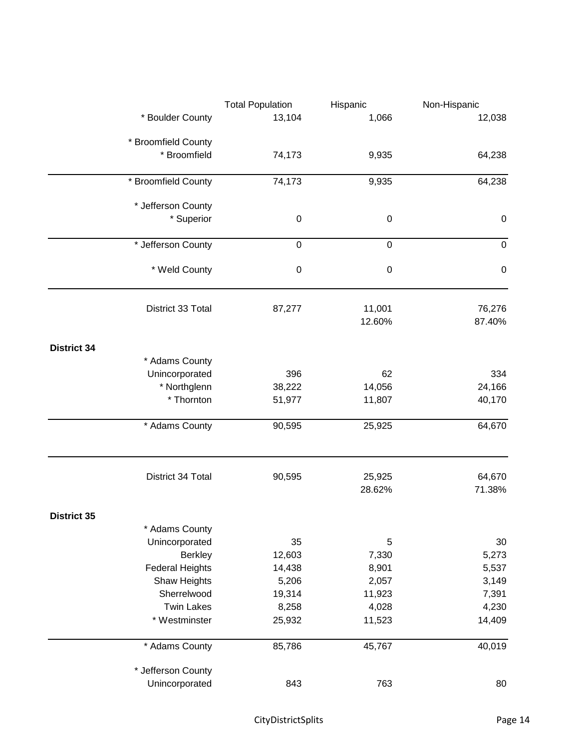| | Total Population | Hispanic | Non-Hispanic |
|---|---|---|---|
| * Boulder County | 13,104 | 1,066 | 12,038 |
| * Broomfield County | | | |
| * Broomfield | 74,173 | 9,935 | 64,238 |
| * Broomfield County | 74,173 | 9,935 | 64,238 |
| * Jefferson County | | | |
| * Superior | 0 | 0 | 0 |
| * Jefferson County | 0 | 0 | 0 |
| * Weld County | 0 | 0 | 0 |
| District 33 Total | 87,277 | 11,001 | 76,276 |
| | | 12.60% | 87.40% |
| **District 34** | | | |
| * Adams County | | | |
| Unincorporated | 396 | 62 | 334 |
| * Northglenn | 38,222 | 14,056 | 24,166 |
| * Thornton | 51,977 | 11,807 | 40,170 |
| * Adams County | 90,595 | 25,925 | 64,670 |
| District 34 Total | 90,595 | 25,925 | 64,670 |
| | | 28.62% | 71.38% |
| **District 35** | | | |
| * Adams County | | | |
| Unincorporated | 35 | 5 | 30 |
| Berkley | 12,603 | 7,330 | 5,273 |
| Federal Heights | 14,438 | 8,901 | 5,537 |
| Shaw Heights | 5,206 | 2,057 | 3,149 |
| Sherrelwood | 19,314 | 11,923 | 7,391 |
| Twin Lakes | 8,258 | 4,028 | 4,230 |
| * Westminster | 25,932 | 11,523 | 14,409 |
| * Adams County | 85,786 | 45,767 | 40,019 |
| * Jefferson County | | | |
| Unincorporated | 843 | 763 | 80 |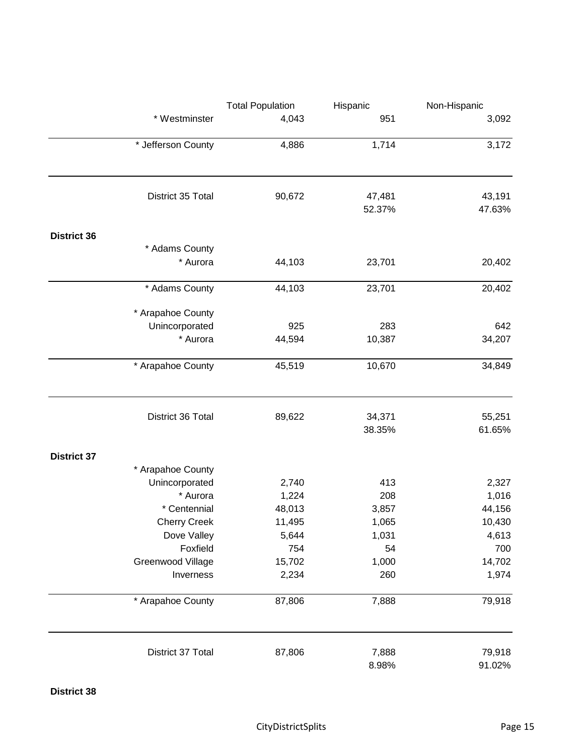| | Total Population | Hispanic | Non-Hispanic |
|---|---|---|---|
| * Westminster | 4,043 | 951 | 3,092 |
| * Jefferson County | 4,886 | 1,714 | 3,172 |
| District 35 Total | 90,672 | 47,481 | 43,191 |
| | | 52.37% | 47.63% |
| **District 36** | | | |
| * Adams County | | | |
| * Aurora | 44,103 | 23,701 | 20,402 |
| * Adams County | 44,103 | 23,701 | 20,402 |
| * Arapahoe County | | | |
| Unincorporated | 925 | 283 | 642 |
| * Aurora | 44,594 | 10,387 | 34,207 |
| * Arapahoe County | 45,519 | 10,670 | 34,849 |
| District 36 Total | 89,622 | 34,371 | 55,251 |
| | | 38.35% | 61.65% |
| **District 37** | | | |
| * Arapahoe County | | | |
| Unincorporated | 2,740 | 413 | 2,327 |
| * Aurora | 1,224 | 208 | 1,016 |
| * Centennial | 48,013 | 3,857 | 44,156 |
| Cherry Creek | 11,495 | 1,065 | 10,430 |
| Dove Valley | 5,644 | 1,031 | 4,613 |
| Foxfield | 754 | 54 | 700 |
| Greenwood Village | 15,702 | 1,000 | 14,702 |
| Inverness | 2,234 | 260 | 1,974 |
| * Arapahoe County | 87,806 | 7,888 | 79,918 |
| District 37 Total | 87,806 | 7,888 | 79,918 |
| | | 8.98% | 91.02% |
| **District 38** | | | |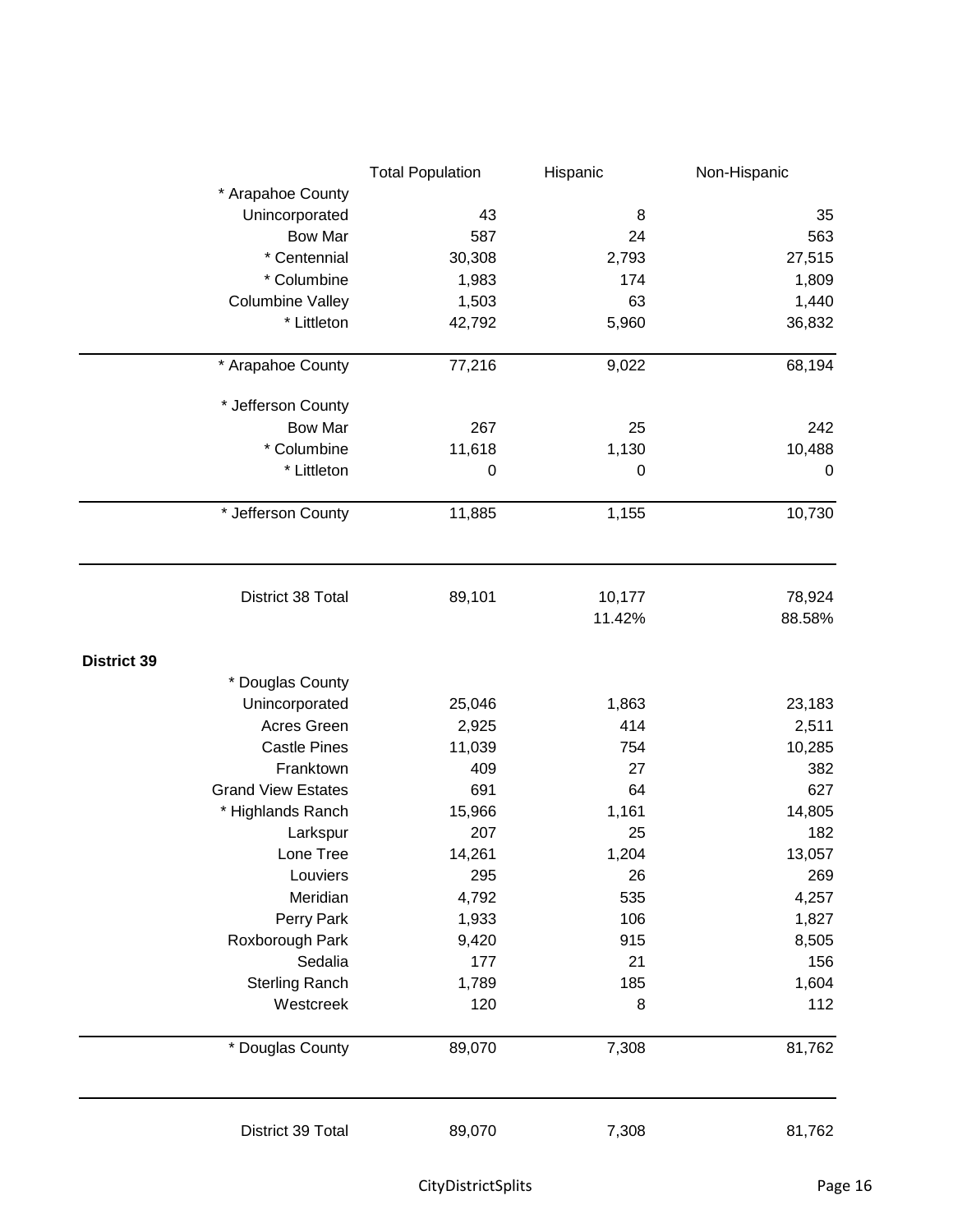| | Total Population | Hispanic | Non-Hispanic |
|---|---|---|---|
| * Arapahoe County | | | |
| Unincorporated | 43 | 8 | 35 |
| Bow Mar | 587 | 24 | 563 |
| * Centennial | 30,308 | 2,793 | 27,515 |
| * Columbine | 1,983 | 174 | 1,809 |
| Columbine Valley | 1,503 | 63 | 1,440 |
| * Littleton | 42,792 | 5,960 | 36,832 |
| * Arapahoe County | 77,216 | 9,022 | 68,194 |
| * Jefferson County | | | |
| Bow Mar | 267 | 25 | 242 |
| * Columbine | 11,618 | 1,130 | 10,488 |
| * Littleton | 0 | 0 | 0 |
| * Jefferson County | 11,885 | 1,155 | 10,730 |
| District 38 Total | 89,101 | 10,177 | 78,924 |
| | | 11.42% | 88.58% |

**District 39**

| | Total Population | Hispanic | Non-Hispanic |
|---|---|---|---|
| * Douglas County | | | |
| Unincorporated | 25,046 | 1,863 | 23,183 |
| Acres Green | 2,925 | 414 | 2,511 |
| Castle Pines | 11,039 | 754 | 10,285 |
| Franktown | 409 | 27 | 382 |
| Grand View Estates | 691 | 64 | 627 |
| * Highlands Ranch | 15,966 | 1,161 | 14,805 |
| Larkspur | 207 | 25 | 182 |
| Lone Tree | 14,261 | 1,204 | 13,057 |
| Louviers | 295 | 26 | 269 |
| Meridian | 4,792 | 535 | 4,257 |
| Perry Park | 1,933 | 106 | 1,827 |
| Roxborough Park | 9,420 | 915 | 8,505 |
| Sedalia | 177 | 21 | 156 |
| Sterling Ranch | 1,789 | 185 | 1,604 |
| Westcreek | 120 | 8 | 112 |
| * Douglas County | 89,070 | 7,308 | 81,762 |
| District 39 Total | 89,070 | 7,308 | 81,762 |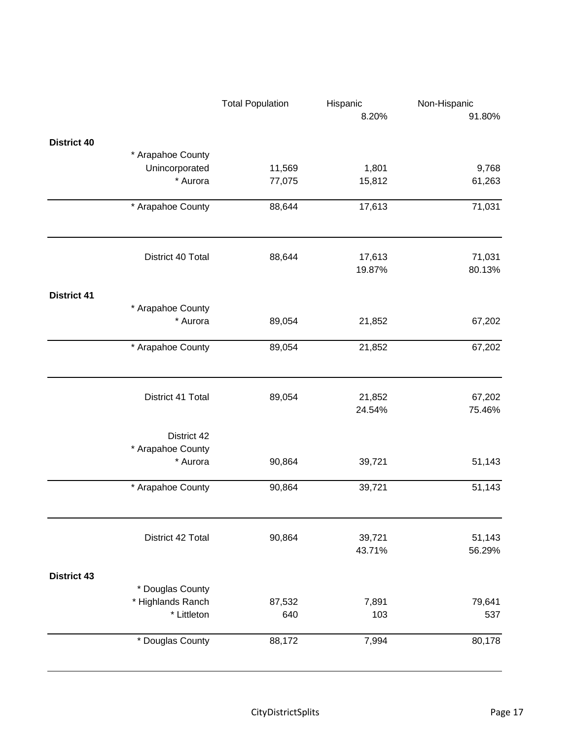| | Total Population | Hispanic | Non-Hispanic |
|---|---|---|---|
| | | 8.20% | 91.80% |
| **District 40** | | | |
| * Arapahoe County | | | |
| Unincorporated | 11,569 | 1,801 | 9,768 |
| * Aurora | 77,075 | 15,812 | 61,263 |
| * Arapahoe County | 88,644 | 17,613 | 71,031 |
| District 40 Total | 88,644 | 17,613 | 71,031 |
| | | 19.87% | 80.13% |
| **District 41** | | | |
| * Arapahoe County | | | |
| * Aurora | 89,054 | 21,852 | 67,202 |
| * Arapahoe County | 89,054 | 21,852 | 67,202 |
| District 41 Total | 89,054 | 21,852 | 67,202 |
| | | 24.54% | 75.46% |
| District 42 | | | |
| * Arapahoe County | | | |
| * Aurora | 90,864 | 39,721 | 51,143 |
| * Arapahoe County | 90,864 | 39,721 | 51,143 |
| District 42 Total | 90,864 | 39,721 | 51,143 |
| | | 43.71% | 56.29% |
| **District 43** | | | |
| * Douglas County | | | |
| * Highlands Ranch | 87,532 | 7,891 | 79,641 |
| * Littleton | 640 | 103 | 537 |
| * Douglas County | 88,172 | 7,994 | 80,178 |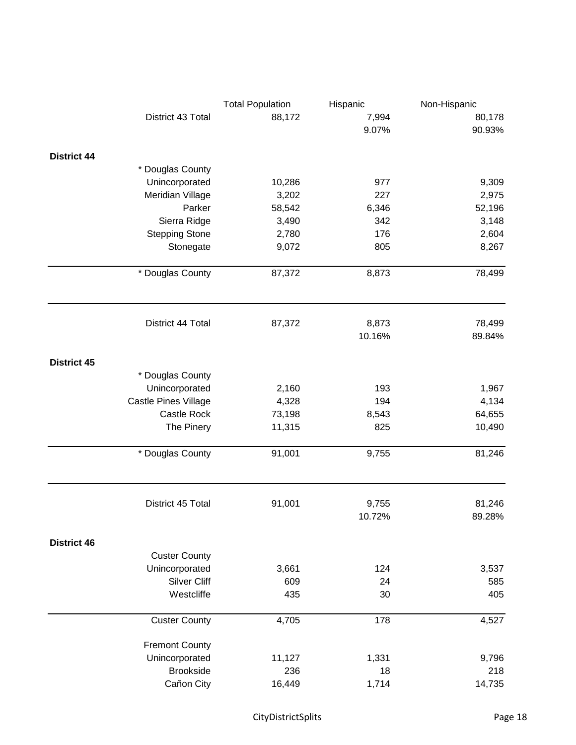| | Total Population | Hispanic | Non-Hispanic |
|---|---|---|---|
| District 43 Total | 88,172 | 7,994 | 80,178 |
| | | 9.07% | 90.93% |
| **District 44** | | | |
| * Douglas County | | | |
| Unincorporated | 10,286 | 977 | 9,309 |
| Meridian Village | 3,202 | 227 | 2,975 |
| Parker | 58,542 | 6,346 | 52,196 |
| Sierra Ridge | 3,490 | 342 | 3,148 |
| Stepping Stone | 2,780 | 176 | 2,604 |
| Stonegate | 9,072 | 805 | 8,267 |
| * Douglas County | 87,372 | 8,873 | 78,499 |
| District 44 Total | 87,372 | 8,873 | 78,499 |
| | | 10.16% | 89.84% |
| **District 45** | | | |
| * Douglas County | | | |
| Unincorporated | 2,160 | 193 | 1,967 |
| Castle Pines Village | 4,328 | 194 | 4,134 |
| Castle Rock | 73,198 | 8,543 | 64,655 |
| The Pinery | 11,315 | 825 | 10,490 |
| * Douglas County | 91,001 | 9,755 | 81,246 |
| District 45 Total | 91,001 | 9,755 | 81,246 |
| | | 10.72% | 89.28% |
| **District 46** | | | |
| Custer County | | | |
| Unincorporated | 3,661 | 124 | 3,537 |
| Silver Cliff | 609 | 24 | 585 |
| Westcliffe | 435 | 30 | 405 |
| Custer County | 4,705 | 178 | 4,527 |
| Fremont County | | | |
| Unincorporated | 11,127 | 1,331 | 9,796 |
| Brookside | 236 | 18 | 218 |
| Cañon City | 16,449 | 1,714 | 14,735 |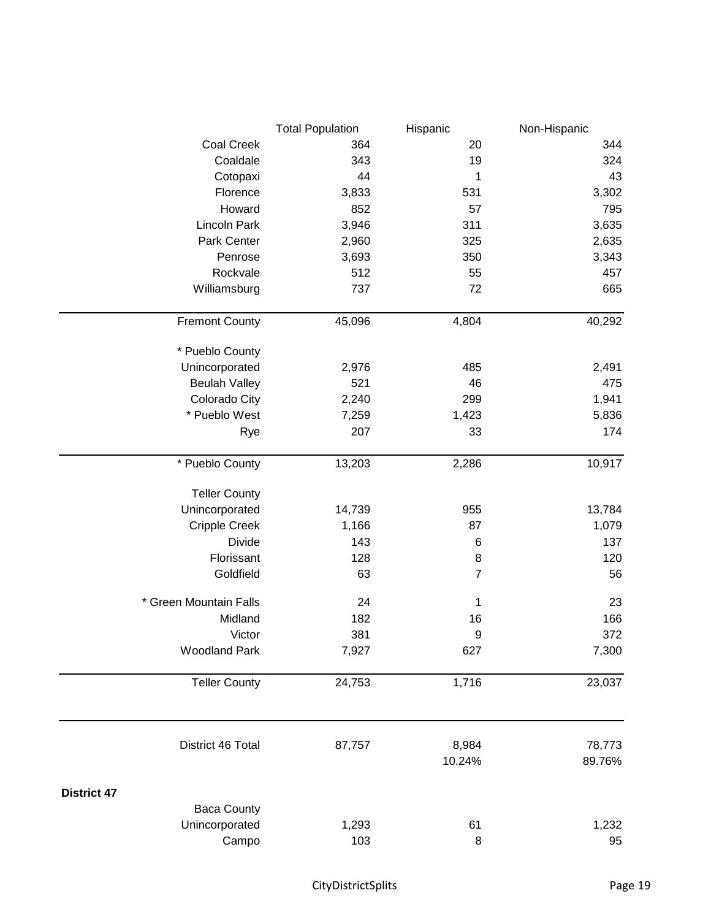| | Total Population | Hispanic | Non-Hispanic |
|---|---|---|---|
| Coal Creek | 364 | 20 | 344 |
| Coaldale | 343 | 19 | 324 |
| Cotopaxi | 44 | 1 | 43 |
| Florence | 3,833 | 531 | 3,302 |
| Howard | 852 | 57 | 795 |
| Lincoln Park | 3,946 | 311 | 3,635 |
| Park Center | 2,960 | 325 | 2,635 |
| Penrose | 3,693 | 350 | 3,343 |
| Rockvale | 512 | 55 | 457 |
| Williamsburg | 737 | 72 | 665 |
| Fremont County | 45,096 | 4,804 | 40,292 |
| * Pueblo County | | | |
| Unincorporated | 2,976 | 485 | 2,491 |
| Beulah Valley | 521 | 46 | 475 |
| Colorado City | 2,240 | 299 | 1,941 |
| * Pueblo West | 7,259 | 1,423 | 5,836 |
| Rye | 207 | 33 | 174 |
| * Pueblo County | 13,203 | 2,286 | 10,917 |
| Teller County | | | |
| Unincorporated | 14,739 | 955 | 13,784 |
| Cripple Creek | 1,166 | 87 | 1,079 |
| Divide | 143 | 6 | 137 |
| Florissant | 128 | 8 | 120 |
| Goldfield | 63 | 7 | 56 |
| * Green Mountain Falls | 24 | 1 | 23 |
| Midland | 182 | 16 | 166 |
| Victor | 381 | 9 | 372 |
| Woodland Park | 7,927 | 627 | 7,300 |
| Teller County | 24,753 | 1,716 | 23,037 |
| District 46 Total | 87,757 | 8,984 | 78,773 |
| | | 10.24% | 89.76% |

**District 47**

| | Total Population | Hispanic | Non-Hispanic |
|---|---|---|---|
| Baca County | | | |
| Unincorporated | 1,293 | 61 | 1,232 |
| Campo | 103 | 8 | 95 |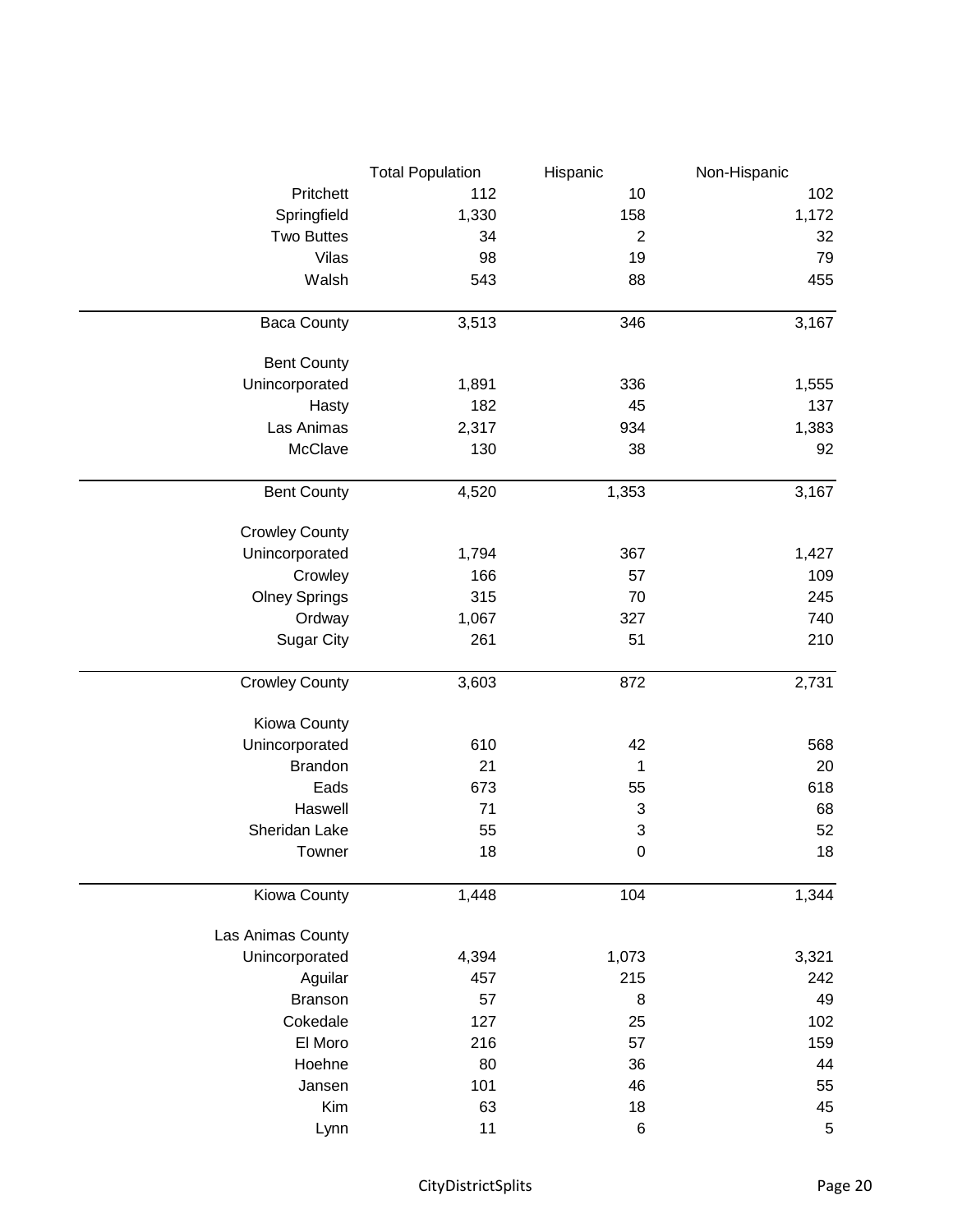| | Total Population | Hispanic | Non-Hispanic |
|---|---|---|---|
| Pritchett | 112 | 10 | 102 |
| Springfield | 1,330 | 158 | 1,172 |
| Two Buttes | 34 | 2 | 32 |
| Vilas | 98 | 19 | 79 |
| Walsh | 543 | 88 | 455 |
| Baca County | 3,513 | 346 | 3,167 |
| Bent County | | | |
| Unincorporated | 1,891 | 336 | 1,555 |
| Hasty | 182 | 45 | 137 |
| Las Animas | 2,317 | 934 | 1,383 |
| McClave | 130 | 38 | 92 |
| Bent County | 4,520 | 1,353 | 3,167 |
| Crowley County | | | |
| Unincorporated | 1,794 | 367 | 1,427 |
| Crowley | 166 | 57 | 109 |
| Olney Springs | 315 | 70 | 245 |
| Ordway | 1,067 | 327 | 740 |
| Sugar City | 261 | 51 | 210 |
| Crowley County | 3,603 | 872 | 2,731 |
| Kiowa County | | | |
| Unincorporated | 610 | 42 | 568 |
| Brandon | 21 | 1 | 20 |
| Eads | 673 | 55 | 618 |
| Haswell | 71 | 3 | 68 |
| Sheridan Lake | 55 | 3 | 52 |
| Towner | 18 | 0 | 18 |
| Kiowa County | 1,448 | 104 | 1,344 |
| Las Animas County | | | |
| Unincorporated | 4,394 | 1,073 | 3,321 |
| Aguilar | 457 | 215 | 242 |
| Branson | 57 | 8 | 49 |
| Cokedale | 127 | 25 | 102 |
| El Moro | 216 | 57 | 159 |
| Hoehne | 80 | 36 | 44 |
| Jansen | 101 | 46 | 55 |
| Kim | 63 | 18 | 45 |
| Lynn | 11 | 6 | 5 |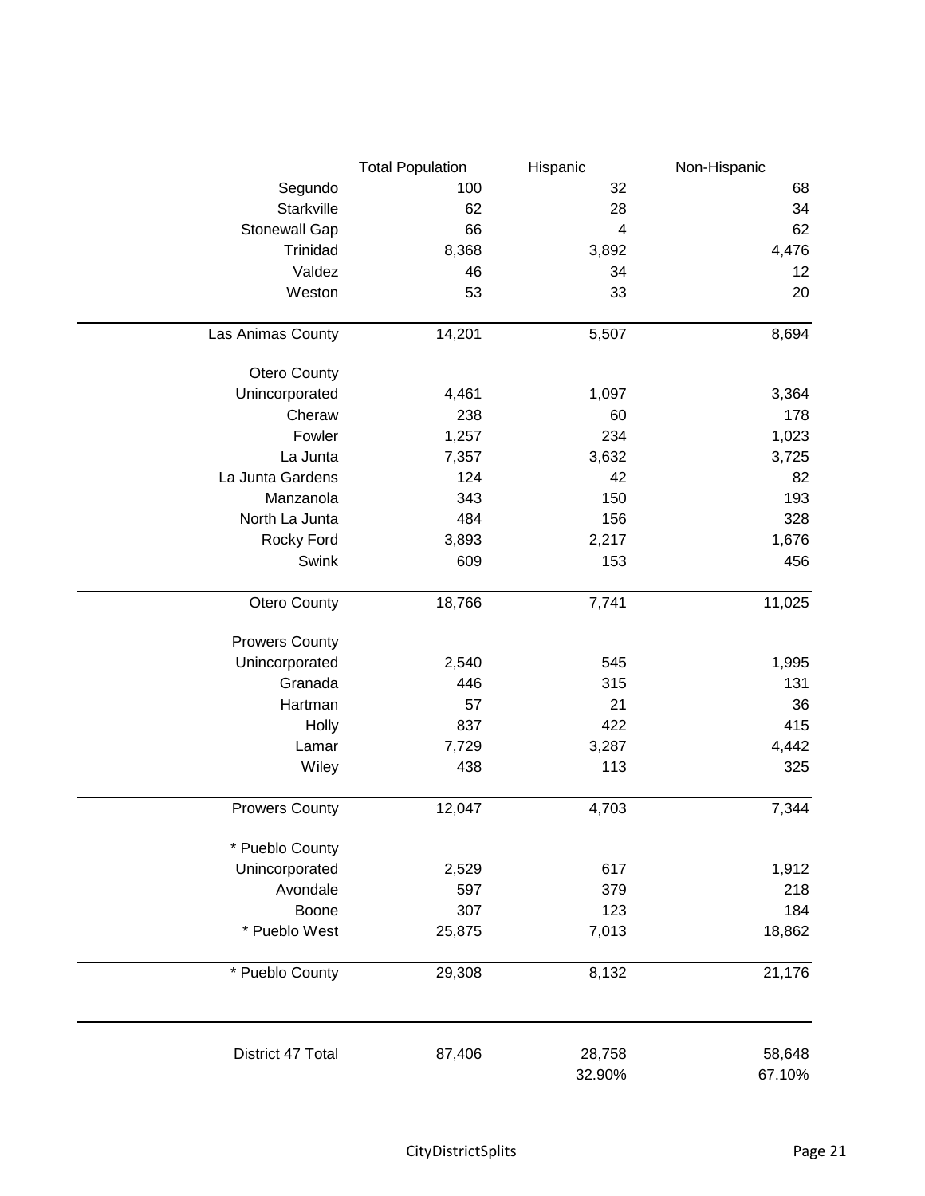| | Total Population | Hispanic | Non-Hispanic |
|---|---|---|---|
| Segundo | 100 | 32 | 68 |
| Starkville | 62 | 28 | 34 |
| Stonewall Gap | 66 | 4 | 62 |
| Trinidad | 8,368 | 3,892 | 4,476 |
| Valdez | 46 | 34 | 12 |
| Weston | 53 | 33 | 20 |
| Las Animas County | 14,201 | 5,507 | 8,694 |
| Otero County | | | |
| Unincorporated | 4,461 | 1,097 | 3,364 |
| Cheraw | 238 | 60 | 178 |
| Fowler | 1,257 | 234 | 1,023 |
| La Junta | 7,357 | 3,632 | 3,725 |
| La Junta Gardens | 124 | 42 | 82 |
| Manzanola | 343 | 150 | 193 |
| North La Junta | 484 | 156 | 328 |
| Rocky Ford | 3,893 | 2,217 | 1,676 |
| Swink | 609 | 153 | 456 |
| Otero County | 18,766 | 7,741 | 11,025 |
| Prowers County | | | |
| Unincorporated | 2,540 | 545 | 1,995 |
| Granada | 446 | 315 | 131 |
| Hartman | 57 | 21 | 36 |
| Holly | 837 | 422 | 415 |
| Lamar | 7,729 | 3,287 | 4,442 |
| Wiley | 438 | 113 | 325 |
| Prowers County | 12,047 | 4,703 | 7,344 |
| * Pueblo County | | | |
| Unincorporated | 2,529 | 617 | 1,912 |
| Avondale | 597 | 379 | 218 |
| Boone | 307 | 123 | 184 |
| * Pueblo West | 25,875 | 7,013 | 18,862 |
| * Pueblo County | 29,308 | 8,132 | 21,176 |
| District 47 Total | 87,406 | 28,758 | 58,648 |
| | | 32.90% | 67.10% |

CityDistrictSplits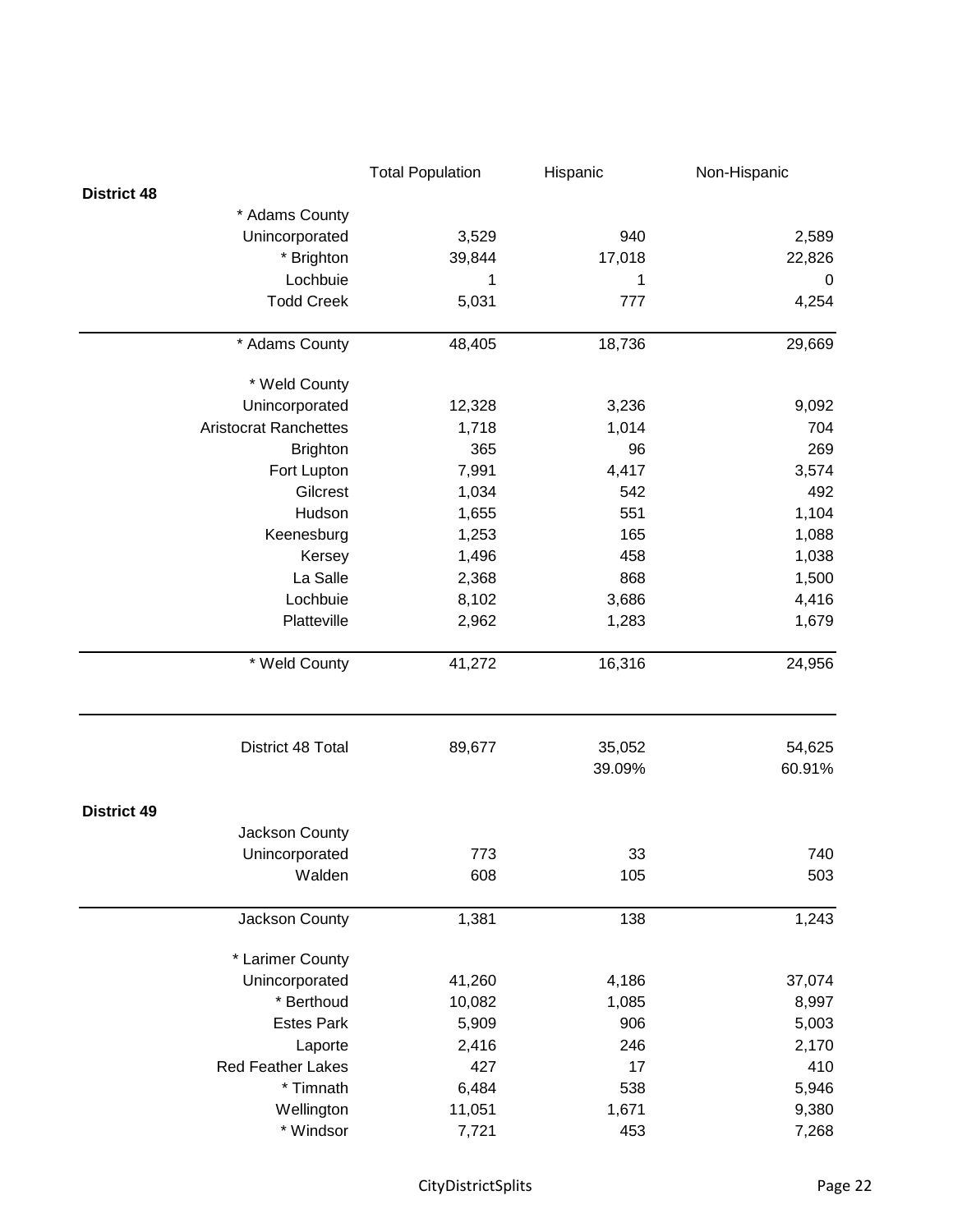| | Total Population | Hispanic | Non-Hispanic |
|---|---|---|---|
| **District 48** | | | |
| * Adams County | | | |
| Unincorporated | 3,529 | 940 | 2,589 |
| * Brighton | 39,844 | 17,018 | 22,826 |
| Lochbuie | 1 | 1 | 0 |
| Todd Creek | 5,031 | 777 | 4,254 |
| * Adams County | 48,405 | 18,736 | 29,669 |
| * Weld County | | | |
| Unincorporated | 12,328 | 3,236 | 9,092 |
| Aristocrat Ranchettes | 1,718 | 1,014 | 704 |
| Brighton | 365 | 96 | 269 |
| Fort Lupton | 7,991 | 4,417 | 3,574 |
| Gilcrest | 1,034 | 542 | 492 |
| Hudson | 1,655 | 551 | 1,104 |
| Keenesburg | 1,253 | 165 | 1,088 |
| Kersey | 1,496 | 458 | 1,038 |
| La Salle | 2,368 | 868 | 1,500 |
| Lochbuie | 8,102 | 3,686 | 4,416 |
| Platteville | 2,962 | 1,283 | 1,679 |
| * Weld County | 41,272 | 16,316 | 24,956 |
| District 48 Total | 89,677 | 35,052 | 54,625 |
| | | 39.09% | 60.91% |
| **District 49** | | | |
| Jackson County | | | |
| Unincorporated | 773 | 33 | 740 |
| Walden | 608 | 105 | 503 |
| Jackson County | 1,381 | 138 | 1,243 |
| * Larimer County | | | |
| Unincorporated | 41,260 | 4,186 | 37,074 |
| * Berthoud | 10,082 | 1,085 | 8,997 |
| Estes Park | 5,909 | 906 | 5,003 |
| Laporte | 2,416 | 246 | 2,170 |
| Red Feather Lakes | 427 | 17 | 410 |
| * Timnath | 6,484 | 538 | 5,946 |
| Wellington | 11,051 | 1,671 | 9,380 |
| * Windsor | 7,721 | 453 | 7,268 |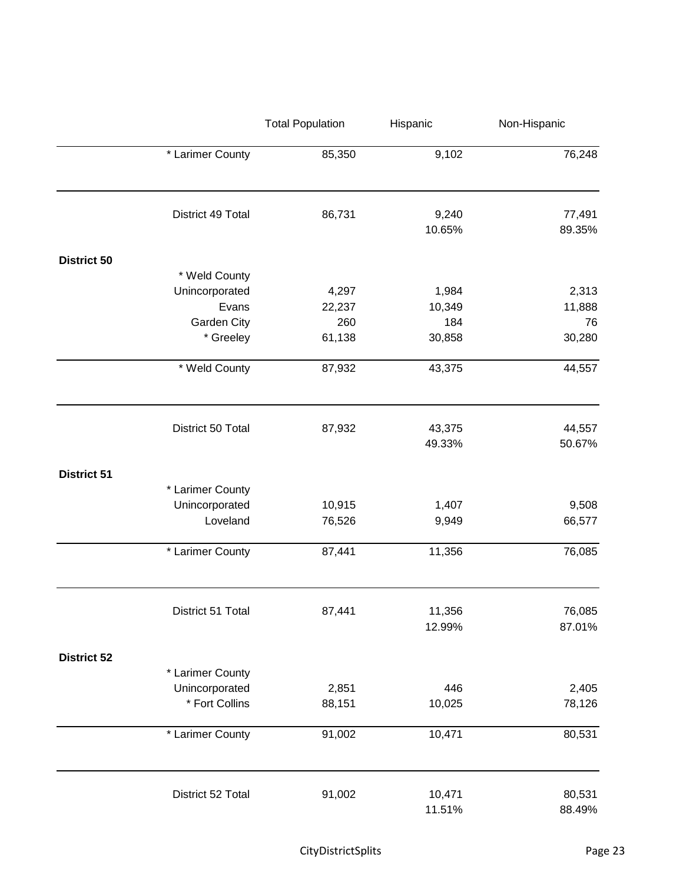| | | Total Population | Hispanic | Non-Hispanic |
|---|---|---|---|---|
| | * Larimer County | 85,350 | 9,102 | 76,248 |
| | District 49 Total | 86,731 | 9,240 | 77,491 |
| | | | 10.65% | 89.35% |
| **District 50** | | | | |
| | * Weld County | | | |
| | Unincorporated | 4,297 | 1,984 | 2,313 |
| | Evans | 22,237 | 10,349 | 11,888 |
| | Garden City | 260 | 184 | 76 |
| | * Greeley | 61,138 | 30,858 | 30,280 |
| | * Weld County | 87,932 | 43,375 | 44,557 |
| | District 50 Total | 87,932 | 43,375 | 44,557 |
| | | | 49.33% | 50.67% |
| **District 51** | | | | |
| | * Larimer County | | | |
| | Unincorporated | 10,915 | 1,407 | 9,508 |
| | Loveland | 76,526 | 9,949 | 66,577 |
| | * Larimer County | 87,441 | 11,356 | 76,085 |
| | District 51 Total | 87,441 | 11,356 | 76,085 |
| | | | 12.99% | 87.01% |
| **District 52** | | | | |
| | * Larimer County | | | |
| | Unincorporated | 2,851 | 446 | 2,405 |
| | * Fort Collins | 88,151 | 10,025 | 78,126 |
| | * Larimer County | 91,002 | 10,471 | 80,531 |
| | District 52 Total | 91,002 | 10,471 | 80,531 |
| | | | 11.51% | 88.49% |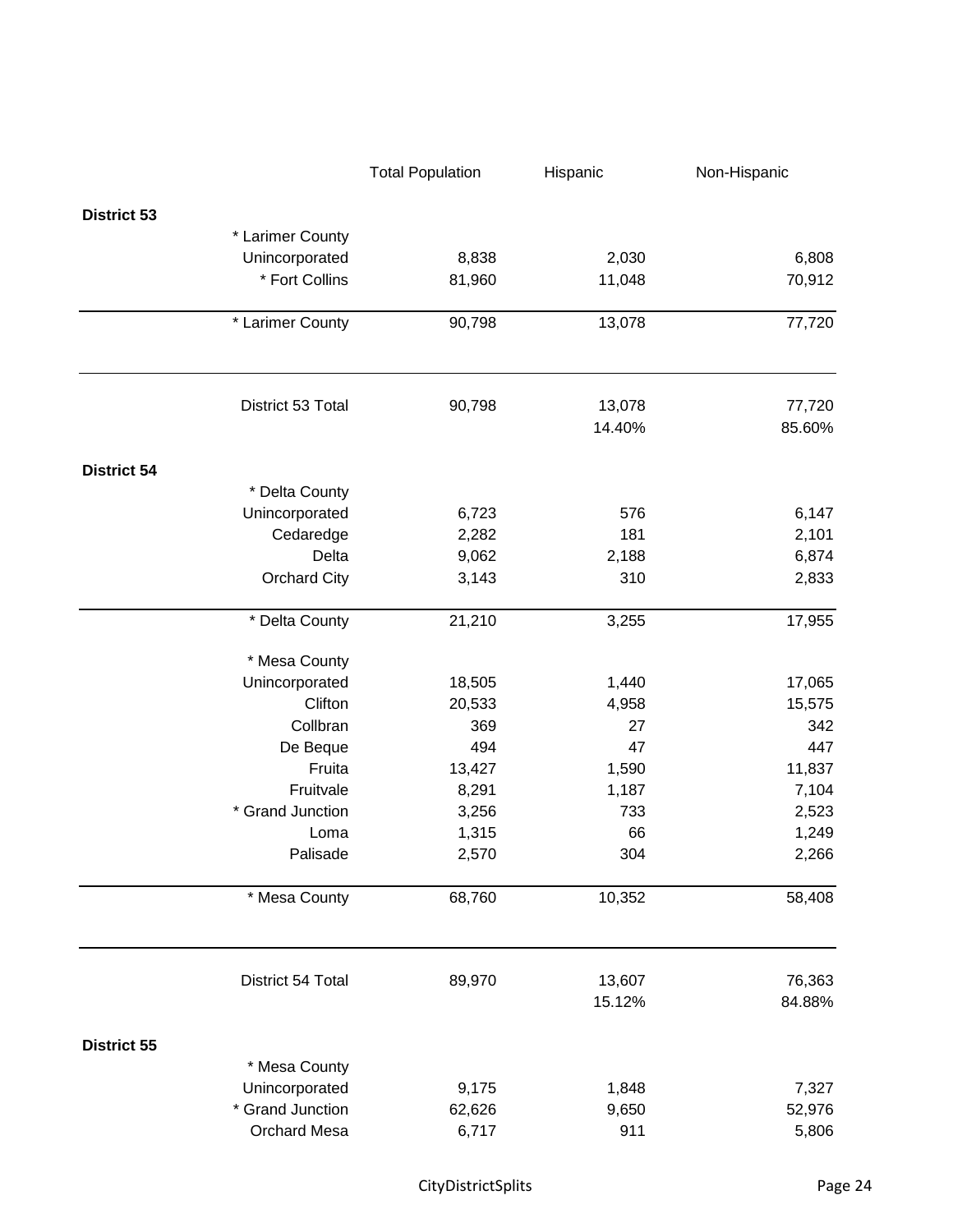| | Total Population | Hispanic | Non-Hispanic |
|---|---|---|---|
| **District 53** | | | |
| * Larimer County | | | |
| Unincorporated | 8,838 | 2,030 | 6,808 |
| * Fort Collins | 81,960 | 11,048 | 70,912 |
| * Larimer County | 90,798 | 13,078 | 77,720 |
| District 53 Total | 90,798 | 13,078 | 77,720 |
| | | 14.40% | 85.60% |
| **District 54** | | | |
| * Delta County | | | |
| Unincorporated | 6,723 | 576 | 6,147 |
| Cedaredge | 2,282 | 181 | 2,101 |
| Delta | 9,062 | 2,188 | 6,874 |
| Orchard City | 3,143 | 310 | 2,833 |
| * Delta County | 21,210 | 3,255 | 17,955 |
| * Mesa County | | | |
| Unincorporated | 18,505 | 1,440 | 17,065 |
| Clifton | 20,533 | 4,958 | 15,575 |
| Collbran | 369 | 27 | 342 |
| De Beque | 494 | 47 | 447 |
| Fruita | 13,427 | 1,590 | 11,837 |
| Fruitvale | 8,291 | 1,187 | 7,104 |
| * Grand Junction | 3,256 | 733 | 2,523 |
| Loma | 1,315 | 66 | 1,249 |
| Palisade | 2,570 | 304 | 2,266 |
| * Mesa County | 68,760 | 10,352 | 58,408 |
| District 54 Total | 89,970 | 13,607 | 76,363 |
| | | 15.12% | 84.88% |
| **District 55** | | | |
| * Mesa County | | | |
| Unincorporated | 9,175 | 1,848 | 7,327 |
| * Grand Junction | 62,626 | 9,650 | 52,976 |
| Orchard Mesa | 6,717 | 911 | 5,806 |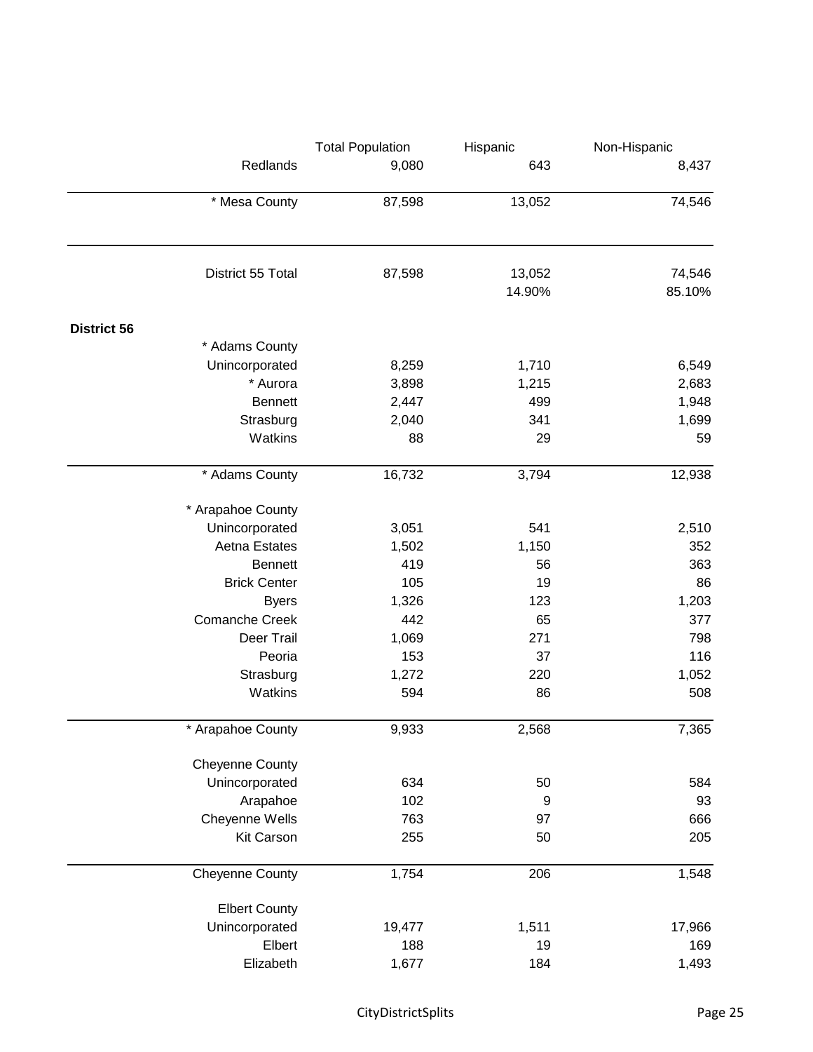| | Total Population | Hispanic | Non-Hispanic |
|---|---|---|---|
| Redlands | 9,080 | 643 | 8,437 |
| * Mesa County | 87,598 | 13,052 | 74,546 |
| District 55 Total | 87,598 | 13,052 | 74,546 |
| | | 14.90% | 85.10% |

**District 56**

| | Total Population | Hispanic | Non-Hispanic |
|---|---|---|---|
| * Adams County | | | |
| Unincorporated | 8,259 | 1,710 | 6,549 |
| * Aurora | 3,898 | 1,215 | 2,683 |
| Bennett | 2,447 | 499 | 1,948 |
| Strasburg | 2,040 | 341 | 1,699 |
| Watkins | 88 | 29 | 59 |
| * Adams County | 16,732 | 3,794 | 12,938 |
| * Arapahoe County | | | |
| Unincorporated | 3,051 | 541 | 2,510 |
| Aetna Estates | 1,502 | 1,150 | 352 |
| Bennett | 419 | 56 | 363 |
| Brick Center | 105 | 19 | 86 |
| Byers | 1,326 | 123 | 1,203 |
| Comanche Creek | 442 | 65 | 377 |
| Deer Trail | 1,069 | 271 | 798 |
| Peoria | 153 | 37 | 116 |
| Strasburg | 1,272 | 220 | 1,052 |
| Watkins | 594 | 86 | 508 |
| * Arapahoe County | 9,933 | 2,568 | 7,365 |
| Cheyenne County | | | |
| Unincorporated | 634 | 50 | 584 |
| Arapahoe | 102 | 9 | 93 |
| Cheyenne Wells | 763 | 97 | 666 |
| Kit Carson | 255 | 50 | 205 |
| Cheyenne County | 1,754 | 206 | 1,548 |
| Elbert County | | | |
| Unincorporated | 19,477 | 1,511 | 17,966 |
| Elbert | 188 | 19 | 169 |
| Elizabeth | 1,677 | 184 | 1,493 |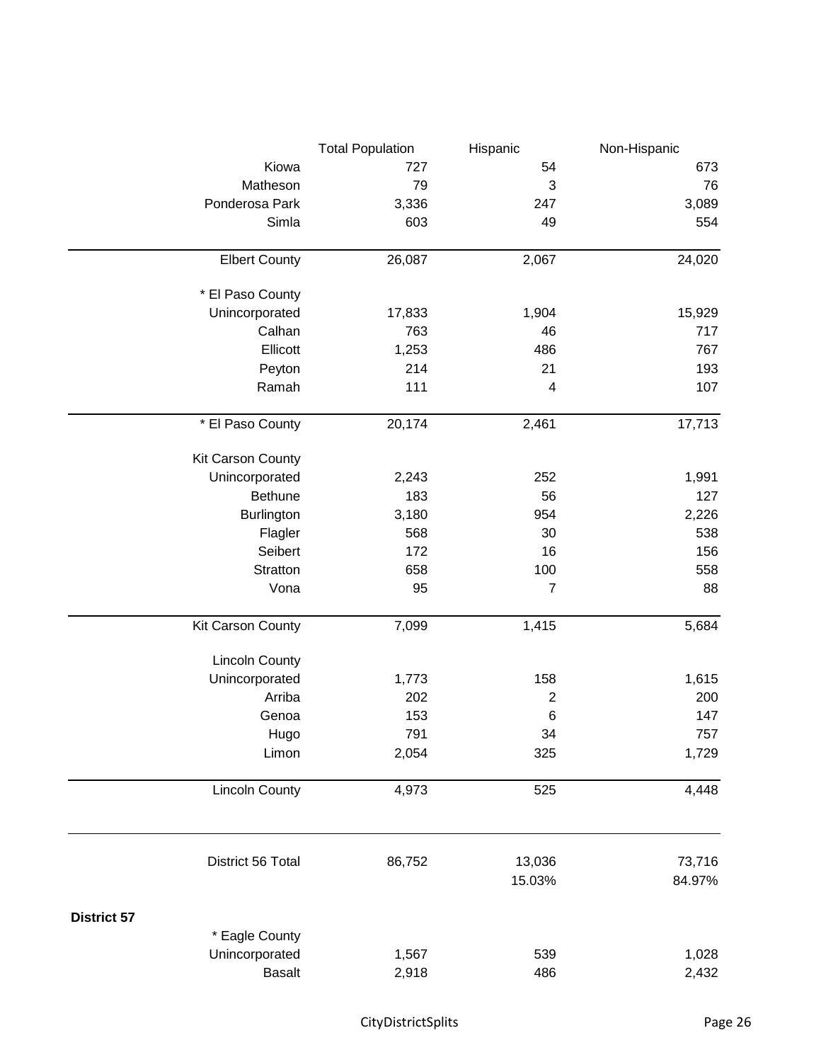| | Total Population | Hispanic | Non-Hispanic |
|---|---|---|---|
| Kiowa | 727 | 54 | 673 |
| Matheson | 79 | 3 | 76 |
| Ponderosa Park | 3,336 | 247 | 3,089 |
| Simla | 603 | 49 | 554 |
| Elbert County | 26,087 | 2,067 | 24,020 |
| * El Paso County | | | |
| Unincorporated | 17,833 | 1,904 | 15,929 |
| Calhan | 763 | 46 | 717 |
| Ellicott | 1,253 | 486 | 767 |
| Peyton | 214 | 21 | 193 |
| Ramah | 111 | 4 | 107 |
| * El Paso County | 20,174 | 2,461 | 17,713 |
| Kit Carson County | | | |
| Unincorporated | 2,243 | 252 | 1,991 |
| Bethune | 183 | 56 | 127 |
| Burlington | 3,180 | 954 | 2,226 |
| Flagler | 568 | 30 | 538 |
| Seibert | 172 | 16 | 156 |
| Stratton | 658 | 100 | 558 |
| Vona | 95 | 7 | 88 |
| Kit Carson County | 7,099 | 1,415 | 5,684 |
| Lincoln County | | | |
| Unincorporated | 1,773 | 158 | 1,615 |
| Arriba | 202 | 2 | 200 |
| Genoa | 153 | 6 | 147 |
| Hugo | 791 | 34 | 757 |
| Limon | 2,054 | 325 | 1,729 |
| Lincoln County | 4,973 | 525 | 4,448 |
| District 56 Total | 86,752 | 13,036 | 73,716 |
| | | 15.03% | 84.97% |

**District 57**

| | Total Population | Hispanic | Non-Hispanic |
|---|---|---|---|
| * Eagle County | | | |
| Unincorporated | 1,567 | 539 | 1,028 |
| Basalt | 2,918 | 486 | 2,432 |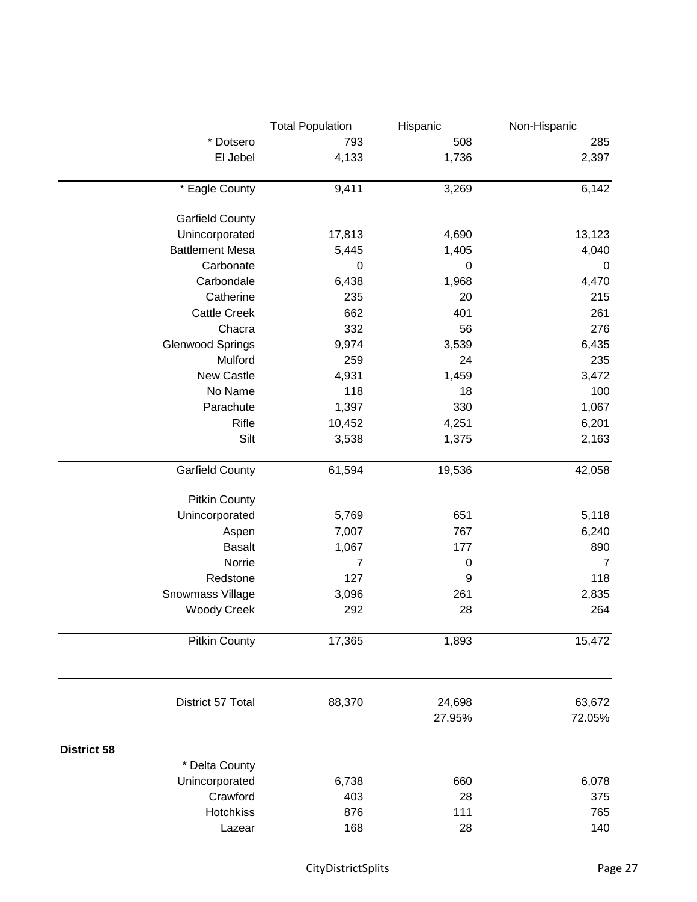| | Total Population | Hispanic | Non-Hispanic |
|---|---|---|---|
| * Dotsero | 793 | 508 | 285 |
| El Jebel | 4,133 | 1,736 | 2,397 |
| * Eagle County | 9,411 | 3,269 | 6,142 |
| Garfield County | | | |
| Unincorporated | 17,813 | 4,690 | 13,123 |
| Battlement Mesa | 5,445 | 1,405 | 4,040 |
| Carbonate | 0 | 0 | 0 |
| Carbondale | 6,438 | 1,968 | 4,470 |
| Catherine | 235 | 20 | 215 |
| Cattle Creek | 662 | 401 | 261 |
| Chacra | 332 | 56 | 276 |
| Glenwood Springs | 9,974 | 3,539 | 6,435 |
| Mulford | 259 | 24 | 235 |
| New Castle | 4,931 | 1,459 | 3,472 |
| No Name | 118 | 18 | 100 |
| Parachute | 1,397 | 330 | 1,067 |
| Rifle | 10,452 | 4,251 | 6,201 |
| Silt | 3,538 | 1,375 | 2,163 |
| Garfield County | 61,594 | 19,536 | 42,058 |
| Pitkin County | | | |
| Unincorporated | 5,769 | 651 | 5,118 |
| Aspen | 7,007 | 767 | 6,240 |
| Basalt | 1,067 | 177 | 890 |
| Norrie | 7 | 0 | 7 |
| Redstone | 127 | 9 | 118 |
| Snowmass Village | 3,096 | 261 | 2,835 |
| Woody Creek | 292 | 28 | 264 |
| Pitkin County | 17,365 | 1,893 | 15,472 |
| District 57 Total | 88,370 | 24,698 | 63,672 |
| | | 27.95% | 72.05% |

**District 58**

| | Total Population | Hispanic | Non-Hispanic |
|---|---|---|---|
| * Delta County | | | |
| Unincorporated | 6,738 | 660 | 6,078 |
| Crawford | 403 | 28 | 375 |
| Hotchkiss | 876 | 111 | 765 |
| Lazear | 168 | 28 | 140 |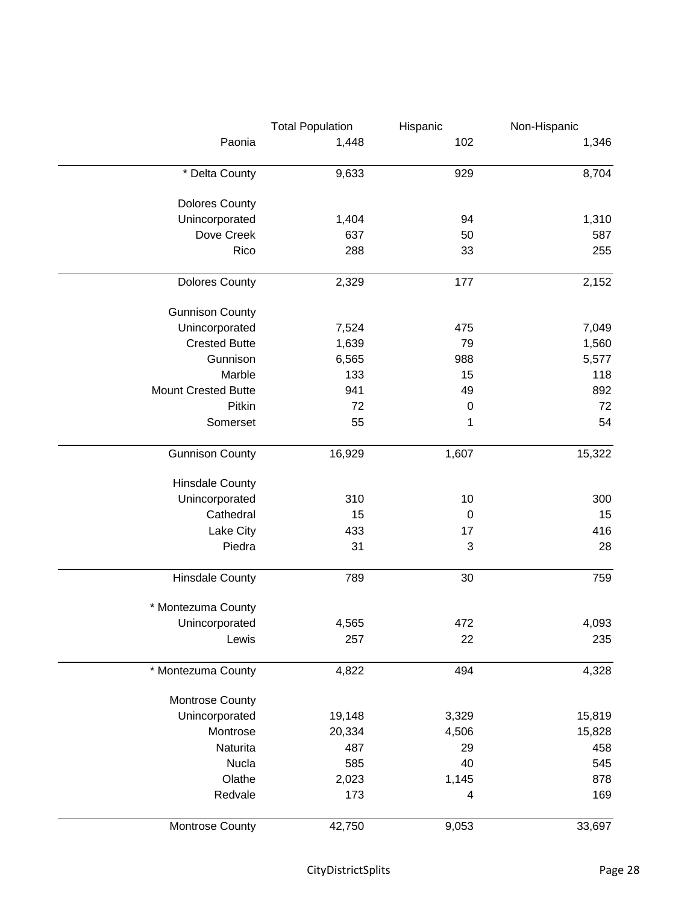| | Total Population | Hispanic | Non-Hispanic |
|---|---|---|---|
| Paonia | 1,448 | 102 | 1,346 |
| * Delta County | 9,633 | 929 | 8,704 |
| Dolores County | | | |
| Unincorporated | 1,404 | 94 | 1,310 |
| Dove Creek | 637 | 50 | 587 |
| Rico | 288 | 33 | 255 |
| Dolores County | 2,329 | 177 | 2,152 |
| Gunnison County | | | |
| Unincorporated | 7,524 | 475 | 7,049 |
| Crested Butte | 1,639 | 79 | 1,560 |
| Gunnison | 6,565 | 988 | 5,577 |
| Marble | 133 | 15 | 118 |
| Mount Crested Butte | 941 | 49 | 892 |
| Pitkin | 72 | 0 | 72 |
| Somerset | 55 | 1 | 54 |
| Gunnison County | 16,929 | 1,607 | 15,322 |
| Hinsdale County | | | |
| Unincorporated | 310 | 10 | 300 |
| Cathedral | 15 | 0 | 15 |
| Lake City | 433 | 17 | 416 |
| Piedra | 31 | 3 | 28 |
| Hinsdale County | 789 | 30 | 759 |
| * Montezuma County | | | |
| Unincorporated | 4,565 | 472 | 4,093 |
| Lewis | 257 | 22 | 235 |
| * Montezuma County | 4,822 | 494 | 4,328 |
| Montrose County | | | |
| Unincorporated | 19,148 | 3,329 | 15,819 |
| Montrose | 20,334 | 4,506 | 15,828 |
| Naturita | 487 | 29 | 458 |
| Nucla | 585 | 40 | 545 |
| Olathe | 2,023 | 1,145 | 878 |
| Redvale | 173 | 4 | 169 |
| Montrose County | 42,750 | 9,053 | 33,697 |

CityDistrictSplits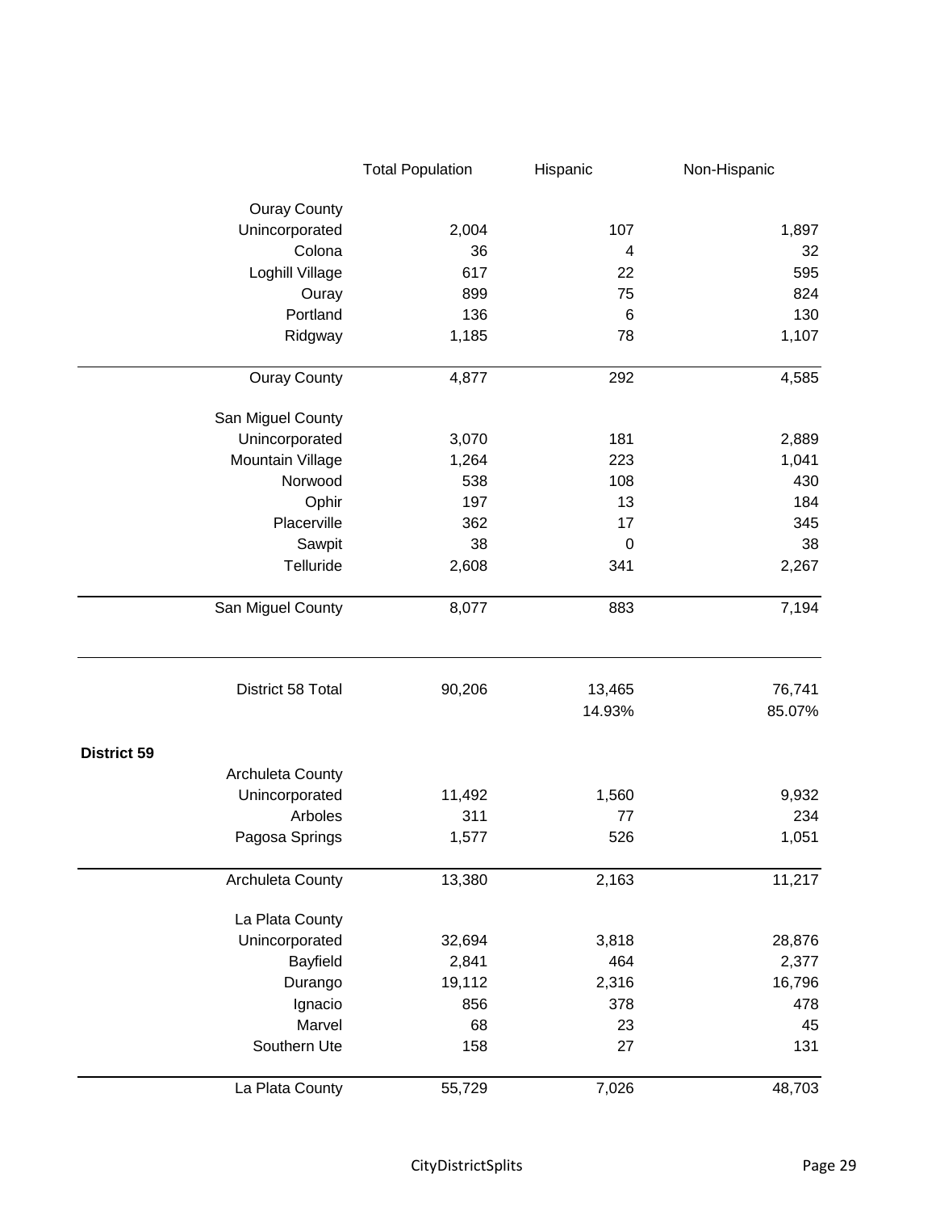| | Total Population | Hispanic | Non-Hispanic |
|---|---|---|---|
| Ouray County | | | |
| Unincorporated | 2,004 | 107 | 1,897 |
| Colona | 36 | 4 | 32 |
| Loghill Village | 617 | 22 | 595 |
| Ouray | 899 | 75 | 824 |
| Portland | 136 | 6 | 130 |
| Ridgway | 1,185 | 78 | 1,107 |
| Ouray County | 4,877 | 292 | 4,585 |
| San Miguel County | | | |
| Unincorporated | 3,070 | 181 | 2,889 |
| Mountain Village | 1,264 | 223 | 1,041 |
| Norwood | 538 | 108 | 430 |
| Ophir | 197 | 13 | 184 |
| Placerville | 362 | 17 | 345 |
| Sawpit | 38 | 0 | 38 |
| Telluride | 2,608 | 341 | 2,267 |
| San Miguel County | 8,077 | 883 | 7,194 |
| District 58 Total | 90,206 | 13,465 | 76,741 |
| | | 14.93% | 85.07% |
| **District 59** | | | |
| Archuleta County | | | |
| Unincorporated | 11,492 | 1,560 | 9,932 |
| Arboles | 311 | 77 | 234 |
| Pagosa Springs | 1,577 | 526 | 1,051 |
| Archuleta County | 13,380 | 2,163 | 11,217 |
| La Plata County | | | |
| Unincorporated | 32,694 | 3,818 | 28,876 |
| Bayfield | 2,841 | 464 | 2,377 |
| Durango | 19,112 | 2,316 | 16,796 |
| Ignacio | 856 | 378 | 478 |
| Marvel | 68 | 23 | 45 |
| Southern Ute | 158 | 27 | 131 |
| La Plata County | 55,729 | 7,026 | 48,703 |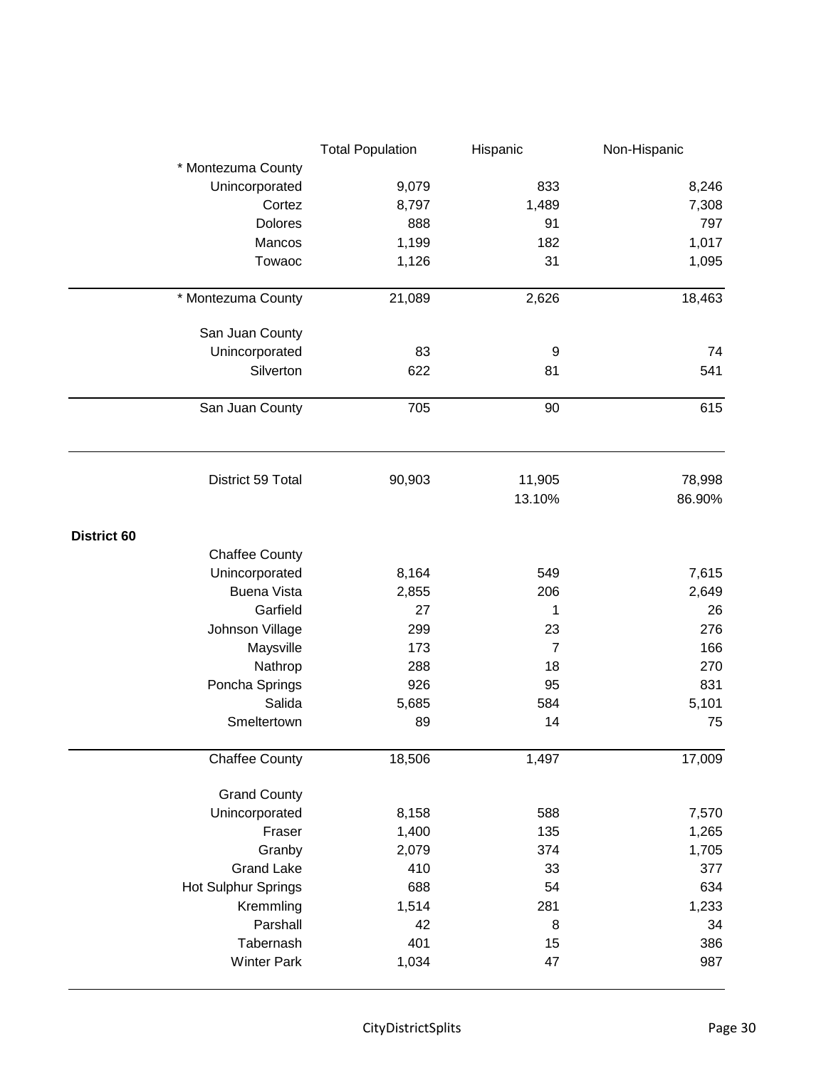| | Total Population | Hispanic | Non-Hispanic |
|---|---|---|---|
| * Montezuma County | | | |
| Unincorporated | 9,079 | 833 | 8,246 |
| Cortez | 8,797 | 1,489 | 7,308 |
| Dolores | 888 | 91 | 797 |
| Mancos | 1,199 | 182 | 1,017 |
| Towaoc | 1,126 | 31 | 1,095 |
| * Montezuma County | 21,089 | 2,626 | 18,463 |
| San Juan County | | | |
| Unincorporated | 83 | 9 | 74 |
| Silverton | 622 | 81 | 541 |
| San Juan County | 705 | 90 | 615 |
| District 59 Total | 90,903 | 11,905 | 78,998 |
| | | 13.10% | 86.90% |

**District 60**

| | Total Population | Hispanic | Non-Hispanic |
|---|---|---|---|
| Chaffee County | | | |
| Unincorporated | 8,164 | 549 | 7,615 |
| Buena Vista | 2,855 | 206 | 2,649 |
| Garfield | 27 | 1 | 26 |
| Johnson Village | 299 | 23 | 276 |
| Maysville | 173 | 7 | 166 |
| Nathrop | 288 | 18 | 270 |
| Poncha Springs | 926 | 95 | 831 |
| Salida | 5,685 | 584 | 5,101 |
| Smeltertown | 89 | 14 | 75 |
| Chaffee County | 18,506 | 1,497 | 17,009 |
| Grand County | | | |
| Unincorporated | 8,158 | 588 | 7,570 |
| Fraser | 1,400 | 135 | 1,265 |
| Granby | 2,079 | 374 | 1,705 |
| Grand Lake | 410 | 33 | 377 |
| Hot Sulphur Springs | 688 | 54 | 634 |
| Kremmling | 1,514 | 281 | 1,233 |
| Parshall | 42 | 8 | 34 |
| Tabernash | 401 | 15 | 386 |
| Winter Park | 1,034 | 47 | 987 |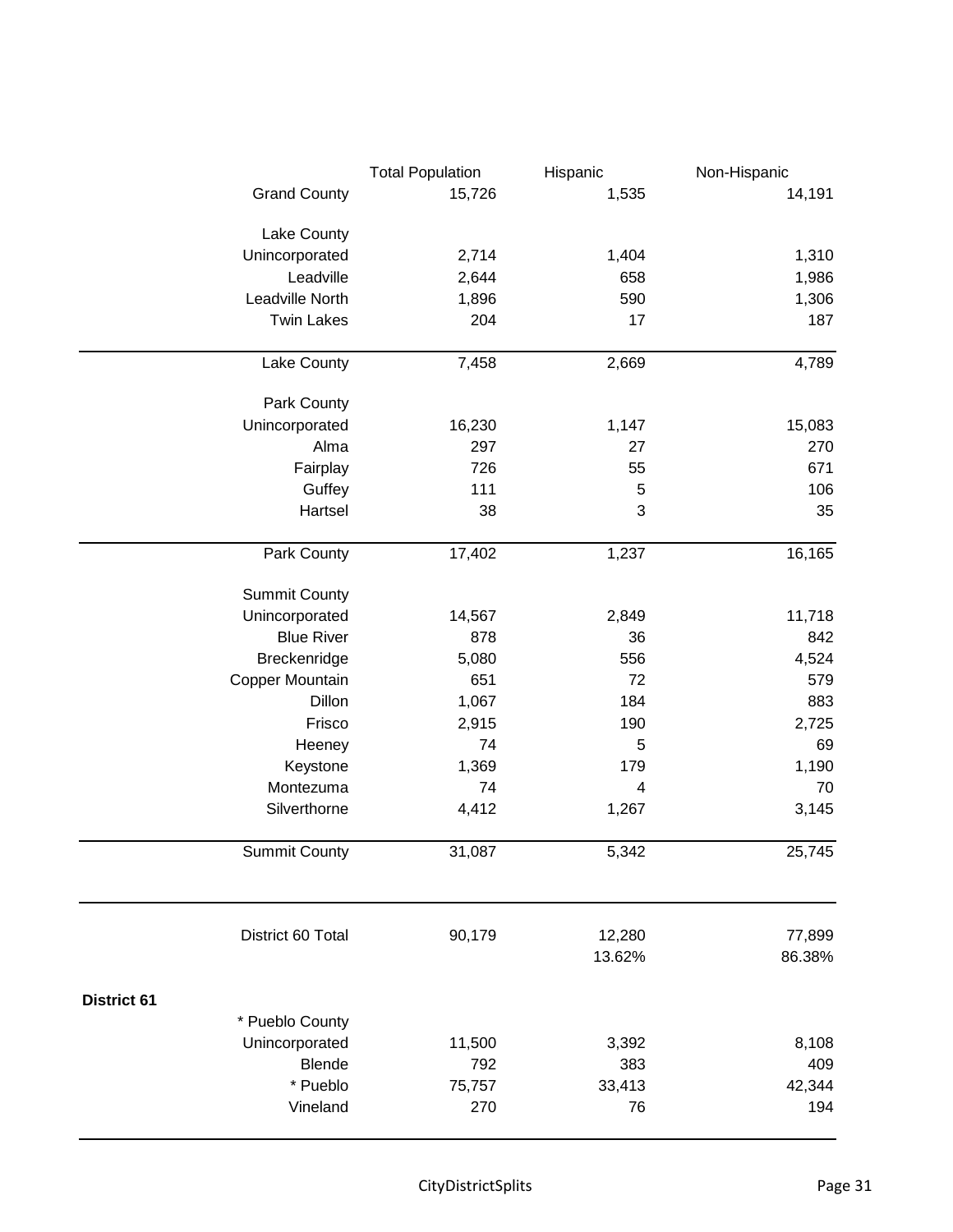| | Total Population | Hispanic | Non-Hispanic |
|---|---|---|---|
| Grand County | 15,726 | 1,535 | 14,191 |
| Lake County | | | |
| Unincorporated | 2,714 | 1,404 | 1,310 |
| Leadville | 2,644 | 658 | 1,986 |
| Leadville North | 1,896 | 590 | 1,306 |
| Twin Lakes | 204 | 17 | 187 |
| Lake County | 7,458 | 2,669 | 4,789 |
| Park County | | | |
| Unincorporated | 16,230 | 1,147 | 15,083 |
| Alma | 297 | 27 | 270 |
| Fairplay | 726 | 55 | 671 |
| Guffey | 111 | 5 | 106 |
| Hartsel | 38 | 3 | 35 |
| Park County | 17,402 | 1,237 | 16,165 |
| Summit County | | | |
| Unincorporated | 14,567 | 2,849 | 11,718 |
| Blue River | 878 | 36 | 842 |
| Breckenridge | 5,080 | 556 | 4,524 |
| Copper Mountain | 651 | 72 | 579 |
| Dillon | 1,067 | 184 | 883 |
| Frisco | 2,915 | 190 | 2,725 |
| Heeney | 74 | 5 | 69 |
| Keystone | 1,369 | 179 | 1,190 |
| Montezuma | 74 | 4 | 70 |
| Silverthorne | 4,412 | 1,267 | 3,145 |
| Summit County | 31,087 | 5,342 | 25,745 |
| District 60 Total | 90,179 | 12,280 | 77,899 |
| | | 13.62% | 86.38% |

**District 61**

| | Total Population | Hispanic | Non-Hispanic |
|---|---|---|---|
| * Pueblo County | | | |
| Unincorporated | 11,500 | 3,392 | 8,108 |
| Blende | 792 | 383 | 409 |
| * Pueblo | 75,757 | 33,413 | 42,344 |
| Vineland | 270 | 76 | 194 |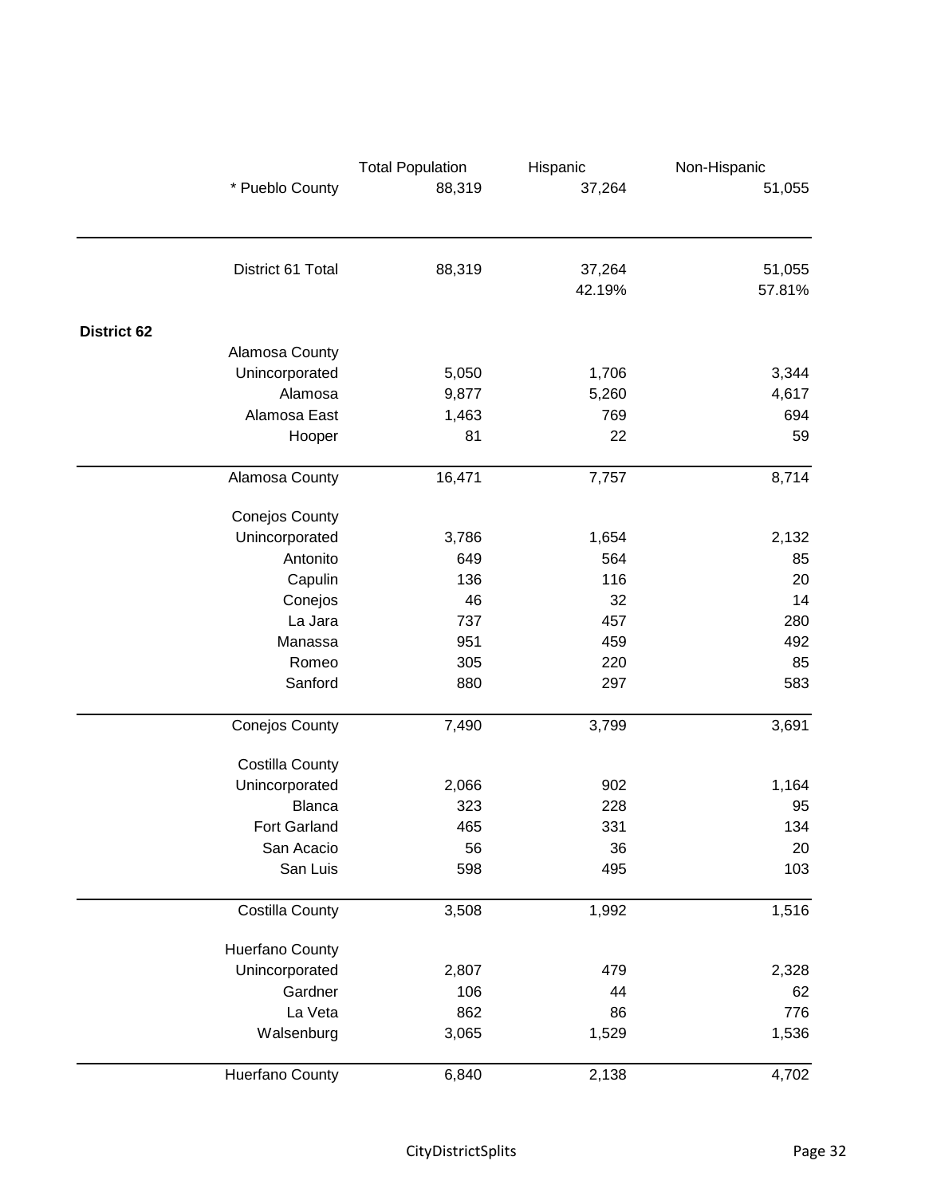| | Total Population | Hispanic | Non-Hispanic |
|---|---|---|---|
| * Pueblo County | 88,319 | 37,264 | 51,055 |
| District 61 Total | 88,319 | 37,264 | 51,055 |
| | | 42.19% | 57.81% |

**District 62**

| | Total Population | Hispanic | Non-Hispanic |
|---|---|---|---|
| Alamosa County | | | |
| Unincorporated | 5,050 | 1,706 | 3,344 |
| Alamosa | 9,877 | 5,260 | 4,617 |
| Alamosa East | 1,463 | 769 | 694 |
| Hooper | 81 | 22 | 59 |
| Alamosa County | 16,471 | 7,757 | 8,714 |
| Conejos County | | | |
| Unincorporated | 3,786 | 1,654 | 2,132 |
| Antonito | 649 | 564 | 85 |
| Capulin | 136 | 116 | 20 |
| Conejos | 46 | 32 | 14 |
| La Jara | 737 | 457 | 280 |
| Manassa | 951 | 459 | 492 |
| Romeo | 305 | 220 | 85 |
| Sanford | 880 | 297 | 583 |
| Conejos County | 7,490 | 3,799 | 3,691 |
| Costilla County | | | |
| Unincorporated | 2,066 | 902 | 1,164 |
| Blanca | 323 | 228 | 95 |
| Fort Garland | 465 | 331 | 134 |
| San Acacio | 56 | 36 | 20 |
| San Luis | 598 | 495 | 103 |
| Costilla County | 3,508 | 1,992 | 1,516 |
| Huerfano County | | | |
| Unincorporated | 2,807 | 479 | 2,328 |
| Gardner | 106 | 44 | 62 |
| La Veta | 862 | 86 | 776 |
| Walsenburg | 3,065 | 1,529 | 1,536 |
| Huerfano County | 6,840 | 2,138 | 4,702 |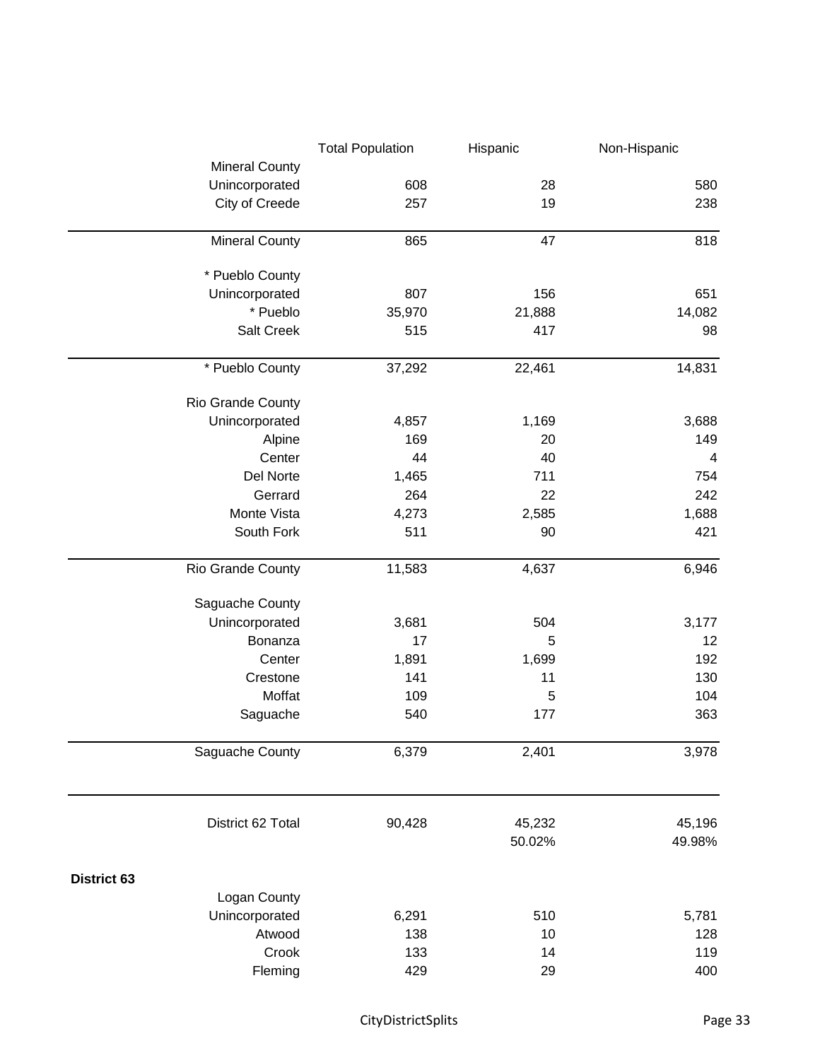| | Total Population | Hispanic | Non-Hispanic |
|---|---|---|---|
| Mineral County | | | |
| Unincorporated | 608 | 28 | 580 |
| City of Creede | 257 | 19 | 238 |
| Mineral County | 865 | 47 | 818 |
| * Pueblo County | | | |
| Unincorporated | 807 | 156 | 651 |
| * Pueblo | 35,970 | 21,888 | 14,082 |
| Salt Creek | 515 | 417 | 98 |
| * Pueblo County | 37,292 | 22,461 | 14,831 |
| Rio Grande County | | | |
| Unincorporated | 4,857 | 1,169 | 3,688 |
| Alpine | 169 | 20 | 149 |
| Center | 44 | 40 | 4 |
| Del Norte | 1,465 | 711 | 754 |
| Gerrard | 264 | 22 | 242 |
| Monte Vista | 4,273 | 2,585 | 1,688 |
| South Fork | 511 | 90 | 421 |
| Rio Grande County | 11,583 | 4,637 | 6,946 |
| Saguache County | | | |
| Unincorporated | 3,681 | 504 | 3,177 |
| Bonanza | 17 | 5 | 12 |
| Center | 1,891 | 1,699 | 192 |
| Crestone | 141 | 11 | 130 |
| Moffat | 109 | 5 | 104 |
| Saguache | 540 | 177 | 363 |
| Saguache County | 6,379 | 2,401 | 3,978 |
| District 62 Total | 90,428 | 45,232 | 45,196 |
| | | 50.02% | 49.98% |

**District 63**

| | Total Population | Hispanic | Non-Hispanic |
|---|---|---|---|
| Logan County | | | |
| Unincorporated | 6,291 | 510 | 5,781 |
| Atwood | 138 | 10 | 128 |
| Crook | 133 | 14 | 119 |
| Fleming | 429 | 29 | 400 |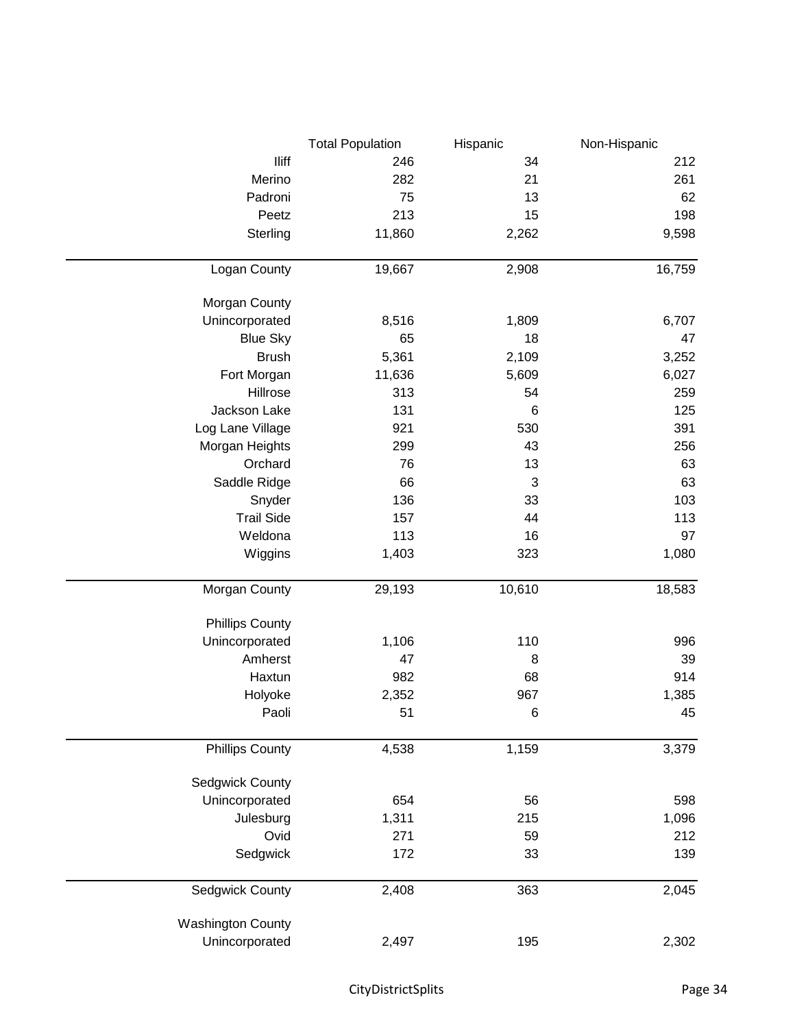| | Total Population | Hispanic | Non-Hispanic |
|---|---|---|---|
| Iliff | 246 | 34 | 212 |
| Merino | 282 | 21 | 261 |
| Padroni | 75 | 13 | 62 |
| Peetz | 213 | 15 | 198 |
| Sterling | 11,860 | 2,262 | 9,598 |
| Logan County | 19,667 | 2,908 | 16,759 |
| Morgan County | | | |
| Unincorporated | 8,516 | 1,809 | 6,707 |
| Blue Sky | 65 | 18 | 47 |
| Brush | 5,361 | 2,109 | 3,252 |
| Fort Morgan | 11,636 | 5,609 | 6,027 |
| Hillrose | 313 | 54 | 259 |
| Jackson Lake | 131 | 6 | 125 |
| Log Lane Village | 921 | 530 | 391 |
| Morgan Heights | 299 | 43 | 256 |
| Orchard | 76 | 13 | 63 |
| Saddle Ridge | 66 | 3 | 63 |
| Snyder | 136 | 33 | 103 |
| Trail Side | 157 | 44 | 113 |
| Weldona | 113 | 16 | 97 |
| Wiggins | 1,403 | 323 | 1,080 |
| Morgan County | 29,193 | 10,610 | 18,583 |
| Phillips County | | | |
| Unincorporated | 1,106 | 110 | 996 |
| Amherst | 47 | 8 | 39 |
| Haxtun | 982 | 68 | 914 |
| Holyoke | 2,352 | 967 | 1,385 |
| Paoli | 51 | 6 | 45 |
| Phillips County | 4,538 | 1,159 | 3,379 |
| Sedgwick County | | | |
| Unincorporated | 654 | 56 | 598 |
| Julesburg | 1,311 | 215 | 1,096 |
| Ovid | 271 | 59 | 212 |
| Sedgwick | 172 | 33 | 139 |
| Sedgwick County | 2,408 | 363 | 2,045 |
| Washington County | | | |
| Unincorporated | 2,497 | 195 | 2,302 |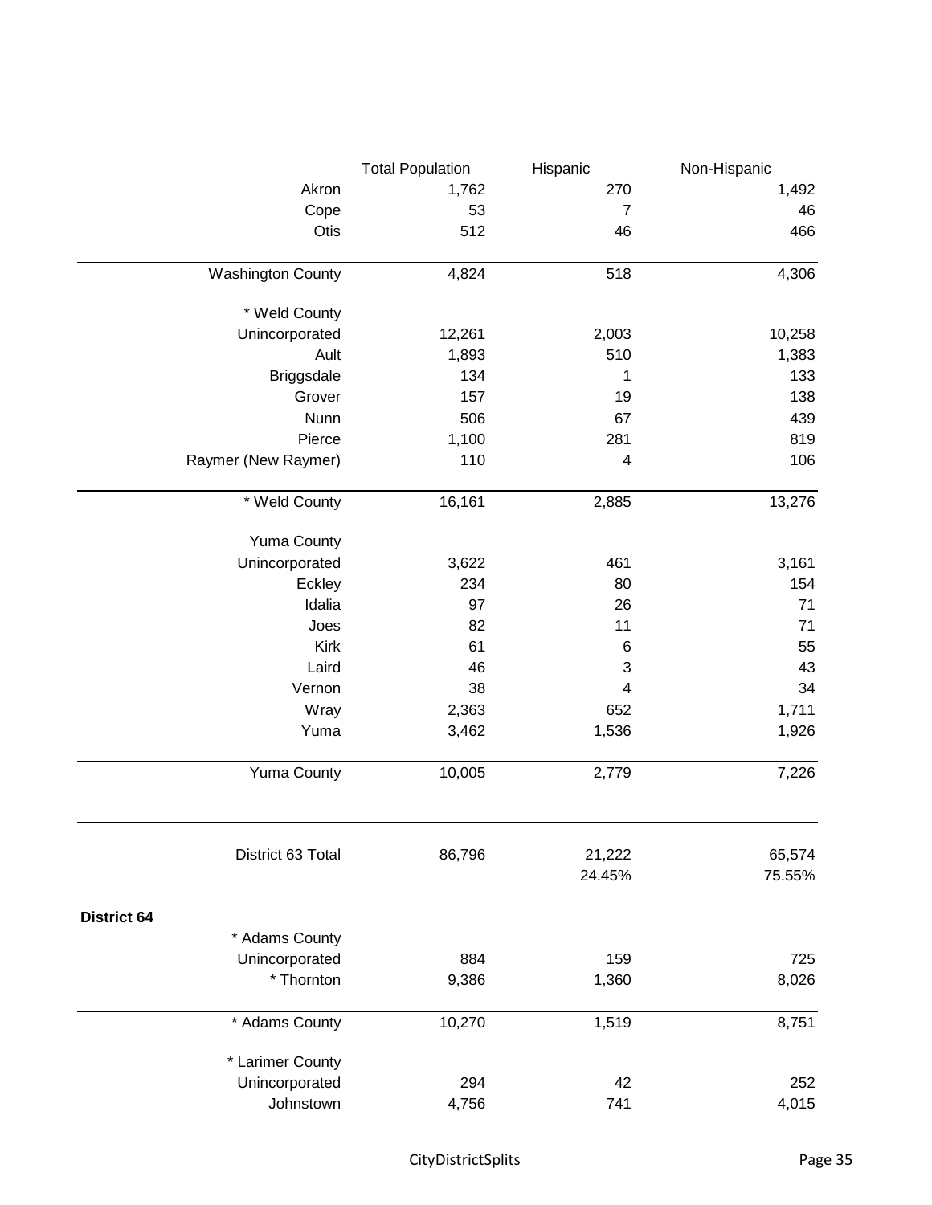| | Total Population | Hispanic | Non-Hispanic |
|---|---|---|---|
| Akron | 1,762 | 270 | 1,492 |
| Cope | 53 | 7 | 46 |
| Otis | 512 | 46 | 466 |
| Washington County | 4,824 | 518 | 4,306 |
| * Weld County | | | |
| Unincorporated | 12,261 | 2,003 | 10,258 |
| Ault | 1,893 | 510 | 1,383 |
| Briggsdale | 134 | 1 | 133 |
| Grover | 157 | 19 | 138 |
| Nunn | 506 | 67 | 439 |
| Pierce | 1,100 | 281 | 819 |
| Raymer (New Raymer) | 110 | 4 | 106 |
| * Weld County | 16,161 | 2,885 | 13,276 |
| Yuma County | | | |
| Unincorporated | 3,622 | 461 | 3,161 |
| Eckley | 234 | 80 | 154 |
| Idalia | 97 | 26 | 71 |
| Joes | 82 | 11 | 71 |
| Kirk | 61 | 6 | 55 |
| Laird | 46 | 3 | 43 |
| Vernon | 38 | 4 | 34 |
| Wray | 2,363 | 652 | 1,711 |
| Yuma | 3,462 | 1,536 | 1,926 |
| Yuma County | 10,005 | 2,779 | 7,226 |
| District 63 Total | 86,796 | 21,222 | 65,574 |
| | | 24.45% | 75.55% |

**District 64**

| | Total Population | Hispanic | Non-Hispanic |
|---|---|---|---|
| * Adams County | | | |
| Unincorporated | 884 | 159 | 725 |
| * Thornton | 9,386 | 1,360 | 8,026 |
| * Adams County | 10,270 | 1,519 | 8,751 |
| * Larimer County | | | |
| Unincorporated | 294 | 42 | 252 |
| Johnstown | 4,756 | 741 | 4,015 |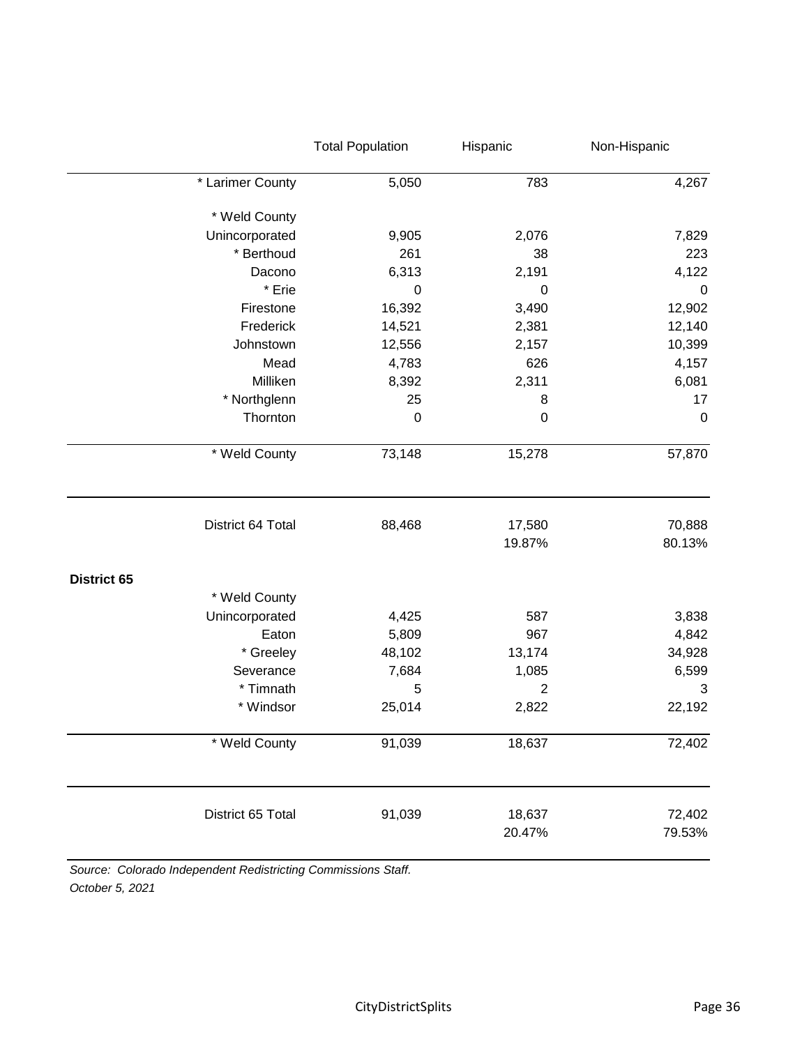| | Total Population | Hispanic | Non-Hispanic |
|---|---|---|---|
| * Larimer County | 5,050 | 783 | 4,267 |
| * Weld County | | | |
| Unincorporated | 9,905 | 2,076 | 7,829 |
| * Berthoud | 261 | 38 | 223 |
| Dacono | 6,313 | 2,191 | 4,122 |
| * Erie | 0 | 0 | 0 |
| Firestone | 16,392 | 3,490 | 12,902 |
| Frederick | 14,521 | 2,381 | 12,140 |
| Johnstown | 12,556 | 2,157 | 10,399 |
| Mead | 4,783 | 626 | 4,157 |
| Milliken | 8,392 | 2,311 | 6,081 |
| * Northglenn | 25 | 8 | 17 |
| Thornton | 0 | 0 | 0 |
| * Weld County | 73,148 | 15,278 | 57,870 |
| District 64 Total | 88,468 | 17,580 | 70,888 |
| | | 19.87% | 80.13% |
| **District 65** | | | |
| * Weld County | | | |
| Unincorporated | 4,425 | 587 | 3,838 |
| Eaton | 5,809 | 967 | 4,842 |
| * Greeley | 48,102 | 13,174 | 34,928 |
| Severance | 7,684 | 1,085 | 6,599 |
| * Timnath | 5 | 2 | 3 |
| * Windsor | 25,014 | 2,822 | 22,192 |
| * Weld County | 91,039 | 18,637 | 72,402 |
| District 65 Total | 91,039 | 18,637 | 72,402 |
| | | 20.47% | 79.53% |

*Source: Colorado Independent Redistricting Commissions Staff.*
*October 5, 2021*